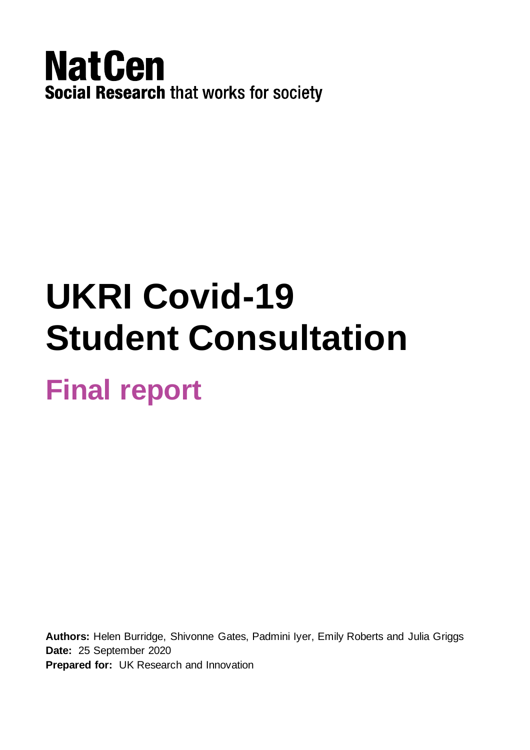**NatCen**
**Social Research** that works for society

# UKRI Covid-19 Student Consultation

## Final report

**Authors:** Helen Burridge, Shivonne Gates, Padmini Iyer, Emily Roberts and Julia Griggs
**Date:** 25 September 2020
**Prepared for:** UK Research and Innovation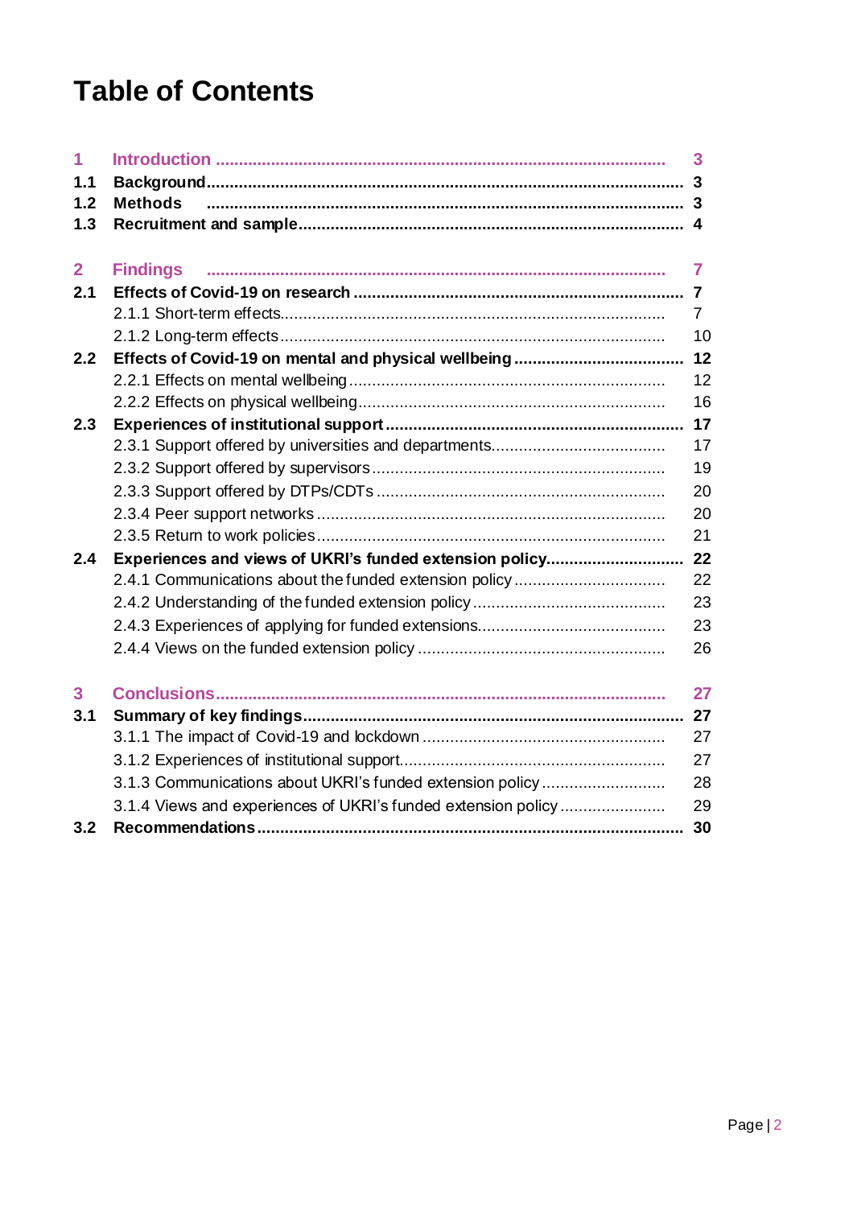# Table of Contents

1 Introduction ........................................................................ 3
1.1 Background ........................................................................ 3
1.2 Methods ........................................................................ 3
1.3 Recruitment and sample ........................................................................ 4

2 Findings ........................................................................ 7
2.1 Effects of Covid-19 on research ........................................................................ 7
2.1.1 Short-term effects ........................................................................ 7
2.1.2 Long-term effects ........................................................................ 10
2.2 Effects of Covid-19 on mental and physical wellbeing ........................................................................ 12
2.2.1 Effects on mental wellbeing ........................................................................ 12
2.2.2 Effects on physical wellbeing ........................................................................ 16
2.3 Experiences of institutional support ........................................................................ 17
2.3.1 Support offered by universities and departments ........................................................................ 17
2.3.2 Support offered by supervisors ........................................................................ 19
2.3.3 Support offered by DTPs/CDTs ........................................................................ 20
2.3.4 Peer support networks ........................................................................ 20
2.3.5 Return to work policies ........................................................................ 21
2.4 Experiences and views of UKRI's funded extension policy ........................................................................ 22
2.4.1 Communications about the funded extension policy ........................................................................ 22
2.4.2 Understanding of the funded extension policy ........................................................................ 23
2.4.3 Experiences of applying for funded extensions ........................................................................ 23
2.4.4 Views on the funded extension policy ........................................................................ 26

3 Conclusions ........................................................................ 27
3.1 Summary of key findings ........................................................................ 27
3.1.1 The impact of Covid-19 and lockdown ........................................................................ 27
3.1.2 Experiences of institutional support ........................................................................ 27
3.1.3 Communications about UKRI's funded extension policy ........................................................................ 28
3.1.4 Views and experiences of UKRI's funded extension policy ........................................................................ 29
3.2 Recommendations ........................................................................ 30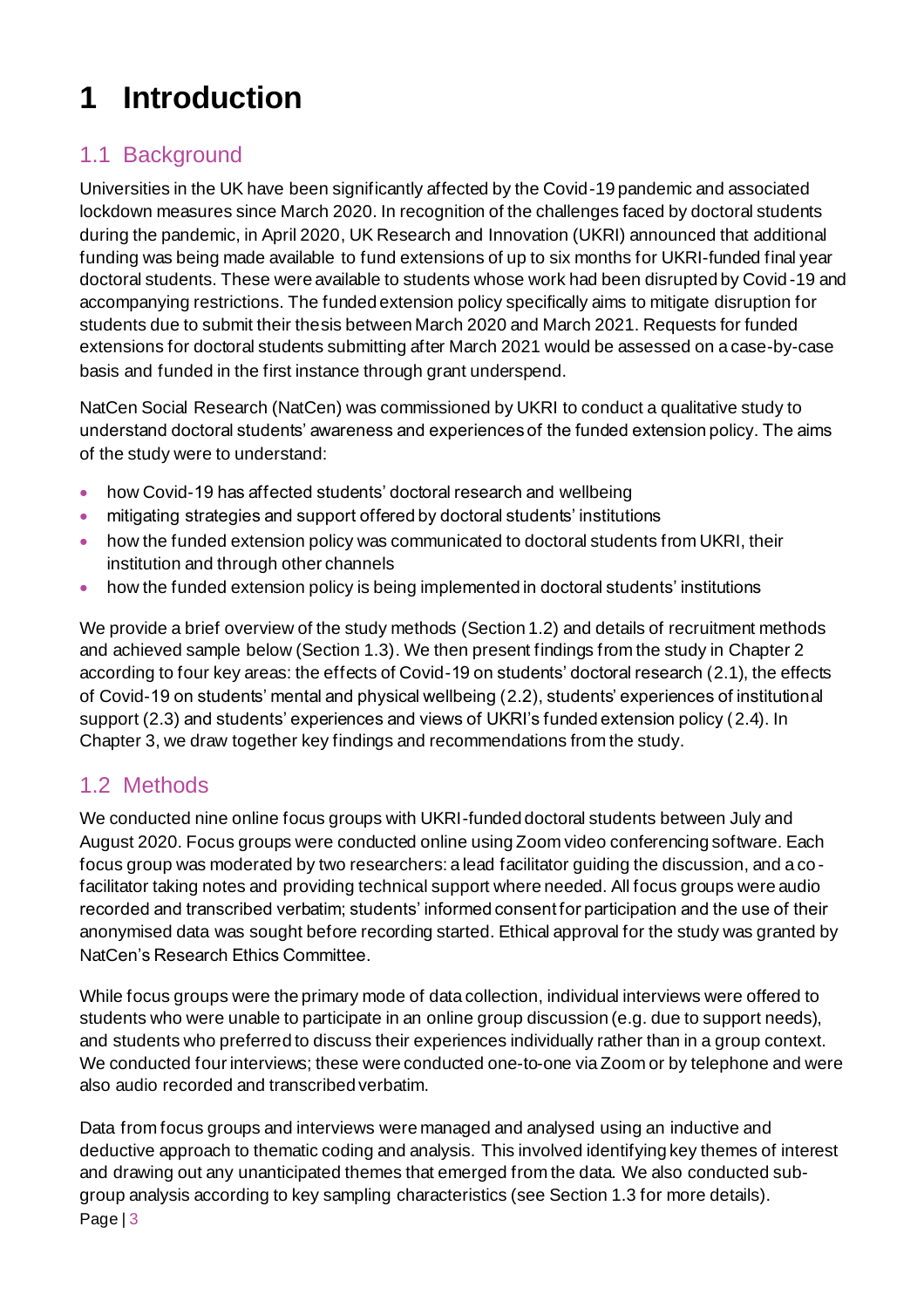# 1 Introduction

## 1.1 Background

Universities in the UK have been significantly affected by the Covid-19 pandemic and associated lockdown measures since March 2020. In recognition of the challenges faced by doctoral students during the pandemic, in April 2020, UK Research and Innovation (UKRI) announced that additional funding was being made available to fund extensions of up to six months for UKRI-funded final year doctoral students. These were available to students whose work had been disrupted by Covid-19 and accompanying restrictions. The funded extension policy specifically aims to mitigate disruption for students due to submit their thesis between March 2020 and March 2021. Requests for funded extensions for doctoral students submitting after March 2021 would be assessed on a case-by-case basis and funded in the first instance through grant underspend.

NatCen Social Research (NatCen) was commissioned by UKRI to conduct a qualitative study to understand doctoral students' awareness and experiences of the funded extension policy. The aims of the study were to understand:

- how Covid-19 has affected students' doctoral research and wellbeing
- mitigating strategies and support offered by doctoral students' institutions
- how the funded extension policy was communicated to doctoral students from UKRI, their institution and through other channels
- how the funded extension policy is being implemented in doctoral students' institutions

We provide a brief overview of the study methods (Section 1.2) and details of recruitment methods and achieved sample below (Section 1.3). We then present findings from the study in Chapter 2 according to four key areas: the effects of Covid-19 on students' doctoral research (2.1), the effects of Covid-19 on students' mental and physical wellbeing (2.2), students' experiences of institutional support (2.3) and students' experiences and views of UKRI's funded extension policy (2.4). In Chapter 3, we draw together key findings and recommendations from the study.

## 1.2 Methods

We conducted nine online focus groups with UKRI-funded doctoral students between July and August 2020. Focus groups were conducted online using Zoom video conferencing software. Each focus group was moderated by two researchers: a lead facilitator guiding the discussion, and a co-facilitator taking notes and providing technical support where needed. All focus groups were audio recorded and transcribed verbatim; students' informed consent for participation and the use of their anonymised data was sought before recording started. Ethical approval for the study was granted by NatCen's Research Ethics Committee.

While focus groups were the primary mode of data collection, individual interviews were offered to students who were unable to participate in an online group discussion (e.g. due to support needs), and students who preferred to discuss their experiences individually rather than in a group context. We conducted four interviews; these were conducted one-to-one via Zoom or by telephone and were also audio recorded and transcribed verbatim.

Data from focus groups and interviews were managed and analysed using an inductive and deductive approach to thematic coding and analysis. This involved identifying key themes of interest and drawing out any unanticipated themes that emerged from the data. We also conducted sub-group analysis according to key sampling characteristics (see Section 1.3 for more details).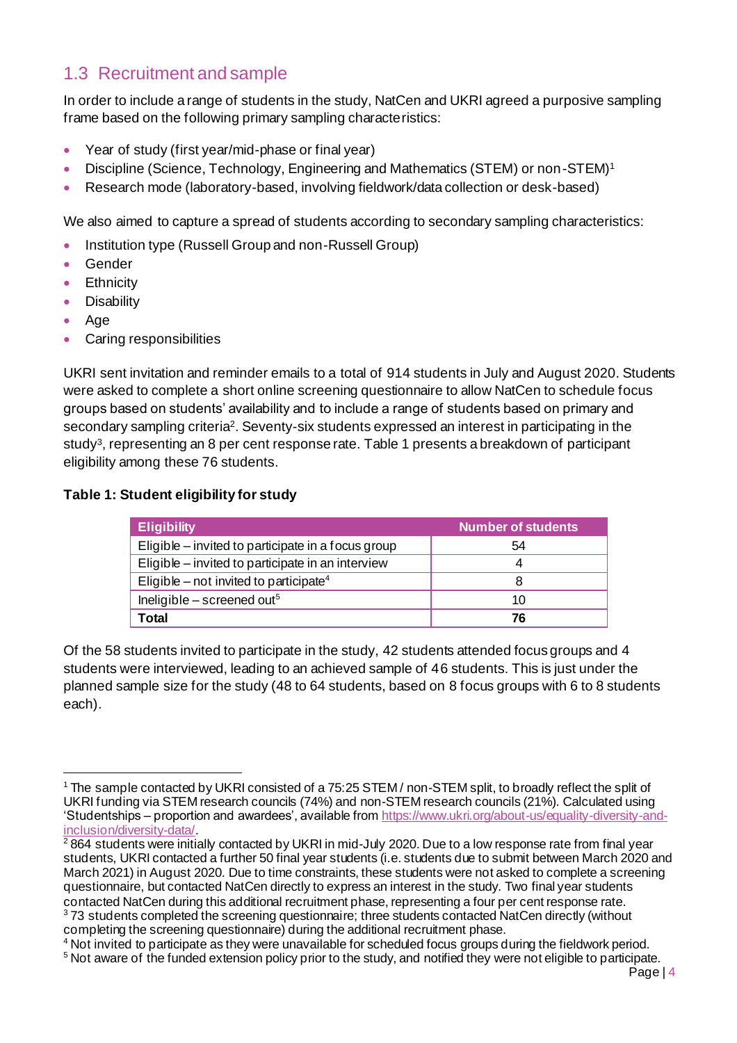## 1.3 Recruitment and sample

In order to include a range of students in the study, NatCen and UKRI agreed a purposive sampling frame based on the following primary sampling characteristics:

- Year of study (first year/mid-phase or final year)
- Discipline (Science, Technology, Engineering and Mathematics (STEM) or non-STEM)[1]
- Research mode (laboratory-based, involving fieldwork/data collection or desk-based)

We also aimed to capture a spread of students according to secondary sampling characteristics:

- Institution type (Russell Group and non-Russell Group)
- Gender
- Ethnicity
- Disability
- Age
- Caring responsibilities

UKRI sent invitation and reminder emails to a total of 914 students in July and August 2020. Students were asked to complete a short online screening questionnaire to allow NatCen to schedule focus groups based on students' availability and to include a range of students based on primary and secondary sampling criteria[2]. Seventy-six students expressed an interest in participating in the study[3], representing an 8 per cent response rate. Table 1 presents a breakdown of participant eligibility among these 76 students.

**Table 1: Student eligibility for study**

| Eligibility | Number of students |
|---|---|
| Eligible – invited to participate in a focus group | 54 |
| Eligible – invited to participate in an interview | 4 |
| Eligible – not invited to participate[4] | 8 |
| Ineligible – screened out[5] | 10 |
| **Total** | **76** |

Of the 58 students invited to participate in the study, 42 students attended focus groups and 4 students were interviewed, leading to an achieved sample of 46 students. This is just under the planned sample size for the study (48 to 64 students, based on 8 focus groups with 6 to 8 students each).

---

[1] The sample contacted by UKRI consisted of a 75:25 STEM / non-STEM split, to broadly reflect the split of UKRI funding via STEM research councils (74%) and non-STEM research councils (21%). Calculated using 'Studentships – proportion and awardees', available from https://www.ukri.org/about-us/equality-diversity-and-inclusion/diversity-data/.

[2] 864 students were initially contacted by UKRI in mid-July 2020. Due to a low response rate from final year students, UKRI contacted a further 50 final year students (i.e. students due to submit between March 2020 and March 2021) in August 2020. Due to time constraints, these students were not asked to complete a screening questionnaire, but contacted NatCen directly to express an interest in the study. Two final year students contacted NatCen during this additional recruitment phase, representing a four per cent response rate.

[3] 73 students completed the screening questionnaire; three students contacted NatCen directly (without completing the screening questionnaire) during the additional recruitment phase.

[4] Not invited to participate as they were unavailable for scheduled focus groups during the fieldwork period.

[5] Not aware of the funded extension policy prior to the study, and notified they were not eligible to participate.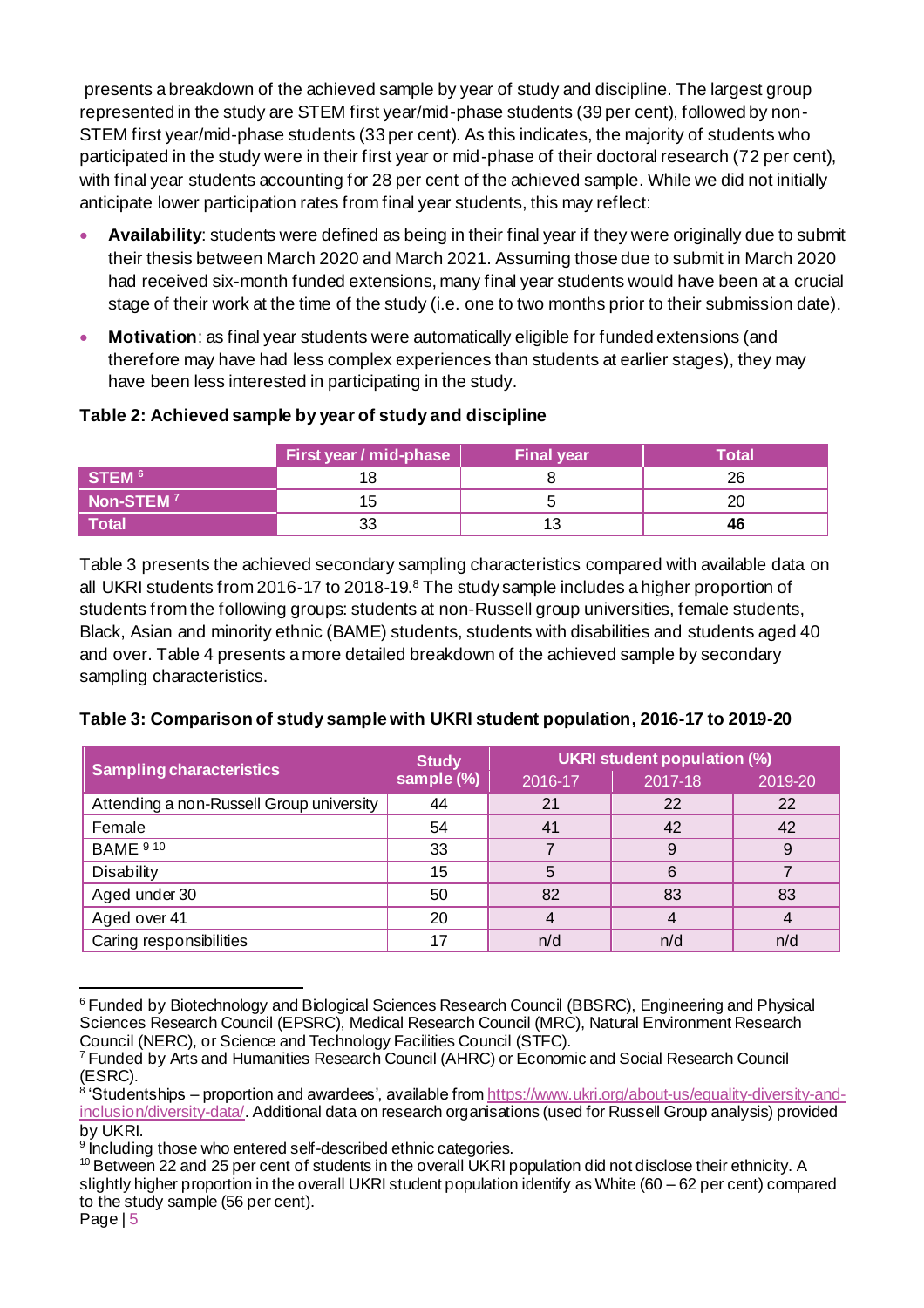presents a breakdown of the achieved sample by year of study and discipline. The largest group represented in the study are STEM first year/mid-phase students (39 per cent), followed by non-STEM first year/mid-phase students (33 per cent). As this indicates, the majority of students who participated in the study were in their first year or mid-phase of their doctoral research (72 per cent), with final year students accounting for 28 per cent of the achieved sample. While we did not initially anticipate lower participation rates from final year students, this may reflect:

- **Availability**: students were defined as being in their final year if they were originally due to submit their thesis between March 2020 and March 2021. Assuming those due to submit in March 2020 had received six-month funded extensions, many final year students would have been at a crucial stage of their work at the time of the study (i.e. one to two months prior to their submission date).
- **Motivation**: as final year students were automatically eligible for funded extensions (and therefore may have had less complex experiences than students at earlier stages), they may have been less interested in participating in the study.

**Table 2: Achieved sample by year of study and discipline**

| | First year / mid-phase | Final year | Total |
|---|---|---|---|
| **STEM** [6] | 18 | 8 | 26 |
| **Non-STEM** [7] | 15 | 5 | 20 |
| **Total** | 33 | 13 | **46** |

Table 3 presents the achieved secondary sampling characteristics compared with available data on all UKRI students from 2016-17 to 2018-19.[8] The study sample includes a higher proportion of students from the following groups: students at non-Russell group universities, female students, Black, Asian and minority ethnic (BAME) students, students with disabilities and students aged 40 and over. Table 4 presents a more detailed breakdown of the achieved sample by secondary sampling characteristics.

**Table 3: Comparison of study sample with UKRI student population, 2016-17 to 2019-20**

| Sampling characteristics | Study sample (%) | UKRI student population (%) | | |
|---|---|---|---|---|
| | | 2016-17 | 2017-18 | 2019-20 |
| Attending a non-Russell Group university | 44 | 21 | 22 | 22 |
| Female | 54 | 41 | 42 | 42 |
| BAME [9 10] | 33 | 7 | 9 | 9 |
| Disability | 15 | 5 | 6 | 7 |
| Aged under 30 | 50 | 82 | 83 | 83 |
| Aged over 41 | 20 | 4 | 4 | 4 |
| Caring responsibilities | 17 | n/d | n/d | n/d |

[6] Funded by Biotechnology and Biological Sciences Research Council (BBSRC), Engineering and Physical Sciences Research Council (EPSRC), Medical Research Council (MRC), Natural Environment Research Council (NERC), or Science and Technology Facilities Council (STFC).

[7] Funded by Arts and Humanities Research Council (AHRC) or Economic and Social Research Council (ESRC).

[8] 'Studentships – proportion and awardees', available from https://www.ukri.org/about-us/equality-diversity-and-inclusion/diversity-data/. Additional data on research organisations (used for Russell Group analysis) provided by UKRI.

[9] Including those who entered self-described ethnic categories.

[10] Between 22 and 25 per cent of students in the overall UKRI population did not disclose their ethnicity. A slightly higher proportion in the overall UKRI student population identify as White (60 – 62 per cent) compared to the study sample (56 per cent).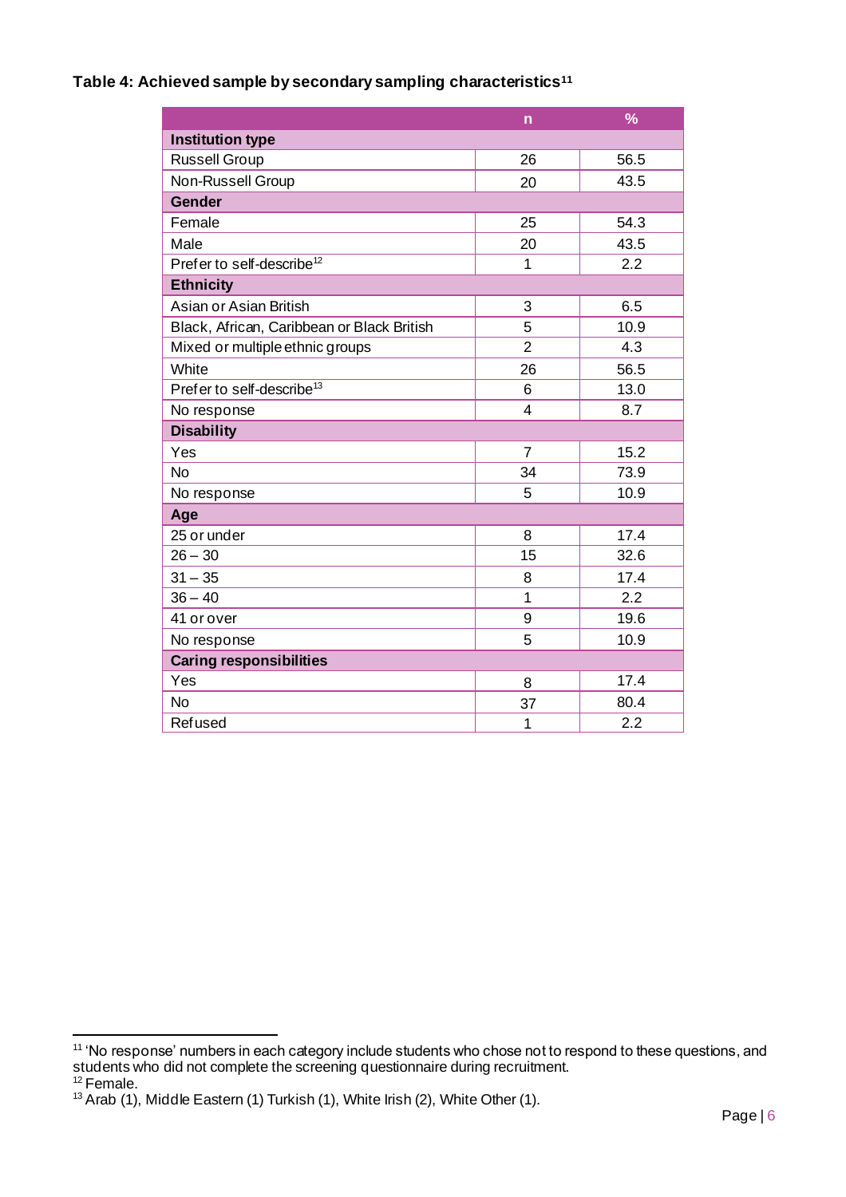**Table 4: Achieved sample by secondary sampling characteristics[11]**

| | n | % |
|---|---|---|
| **Institution type** | | |
| Russell Group | 26 | 56.5 |
| Non-Russell Group | 20 | 43.5 |
| **Gender** | | |
| Female | 25 | 54.3 |
| Male | 20 | 43.5 |
| Prefer to self-describe[12] | 1 | 2.2 |
| **Ethnicity** | | |
| Asian or Asian British | 3 | 6.5 |
| Black, African, Caribbean or Black British | 5 | 10.9 |
| Mixed or multiple ethnic groups | 2 | 4.3 |
| White | 26 | 56.5 |
| Prefer to self-describe[13] | 6 | 13.0 |
| No response | 4 | 8.7 |
| **Disability** | | |
| Yes | 7 | 15.2 |
| No | 34 | 73.9 |
| No response | 5 | 10.9 |
| **Age** | | |
| 25 or under | 8 | 17.4 |
| 26 – 30 | 15 | 32.6 |
| 31 – 35 | 8 | 17.4 |
| 36 – 40 | 1 | 2.2 |
| 41 or over | 9 | 19.6 |
| No response | 5 | 10.9 |
| **Caring responsibilities** | | |
| Yes | 8 | 17.4 |
| No | 37 | 80.4 |
| Refused | 1 | 2.2 |

[11] 'No response' numbers in each category include students who chose not to respond to these questions, and students who did not complete the screening questionnaire during recruitment.

[12] Female.

[13] Arab (1), Middle Eastern (1) Turkish (1), White Irish (2), White Other (1).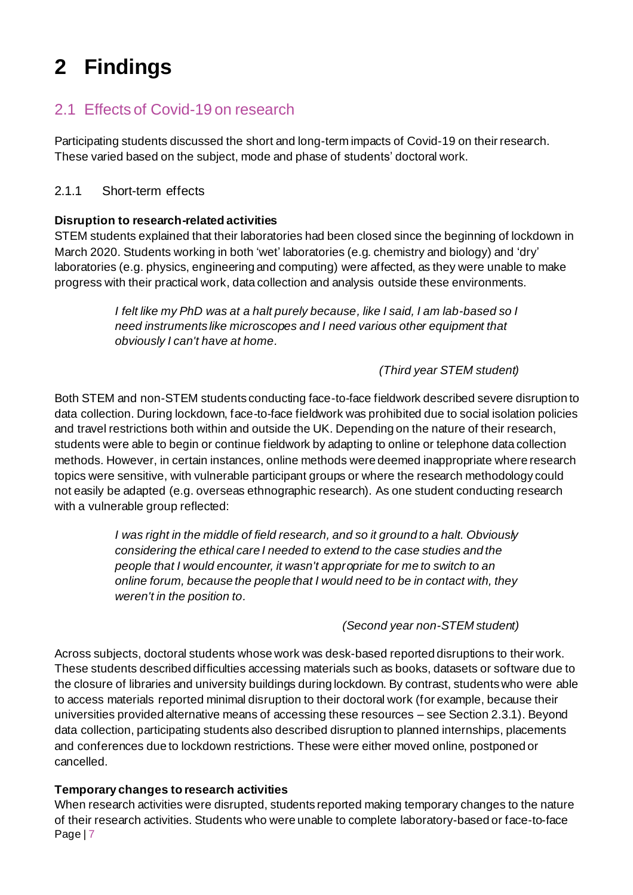# 2 Findings

## 2.1 Effects of Covid-19 on research

Participating students discussed the short and long-term impacts of Covid-19 on their research. These varied based on the subject, mode and phase of students' doctoral work.

### 2.1.1 Short-term effects

**Disruption to research-related activities**

STEM students explained that their laboratories had been closed since the beginning of lockdown in March 2020. Students working in both 'wet' laboratories (e.g. chemistry and biology) and 'dry' laboratories (e.g. physics, engineering and computing) were affected, as they were unable to make progress with their practical work, data collection and analysis outside these environments.

> *I felt like my PhD was at a halt purely because, like I said, I am lab-based so I need instruments like microscopes and I need various other equipment that obviously I can't have at home.*
>
> *(Third year STEM student)*

Both STEM and non-STEM students conducting face-to-face fieldwork described severe disruption to data collection. During lockdown, face-to-face fieldwork was prohibited due to social isolation policies and travel restrictions both within and outside the UK. Depending on the nature of their research, students were able to begin or continue fieldwork by adapting to online or telephone data collection methods. However, in certain instances, online methods were deemed inappropriate where research topics were sensitive, with vulnerable participant groups or where the research methodology could not easily be adapted (e.g. overseas ethnographic research). As one student conducting research with a vulnerable group reflected:

> *I was right in the middle of field research, and so it ground to a halt. Obviously considering the ethical care I needed to extend to the case studies and the people that I would encounter, it wasn't appropriate for me to switch to an online forum, because the people that I would need to be in contact with, they weren't in the position to.*
>
> *(Second year non-STEM student)*

Across subjects, doctoral students whose work was desk-based reported disruptions to their work. These students described difficulties accessing materials such as books, datasets or software due to the closure of libraries and university buildings during lockdown. By contrast, students who were able to access materials reported minimal disruption to their doctoral work (for example, because their universities provided alternative means of accessing these resources – see Section 2.3.1). Beyond data collection, participating students also described disruption to planned internships, placements and conferences due to lockdown restrictions. These were either moved online, postponed or cancelled.

**Temporary changes to research activities**

When research activities were disrupted, students reported making temporary changes to the nature of their research activities. Students who were unable to complete laboratory-based or face-to-face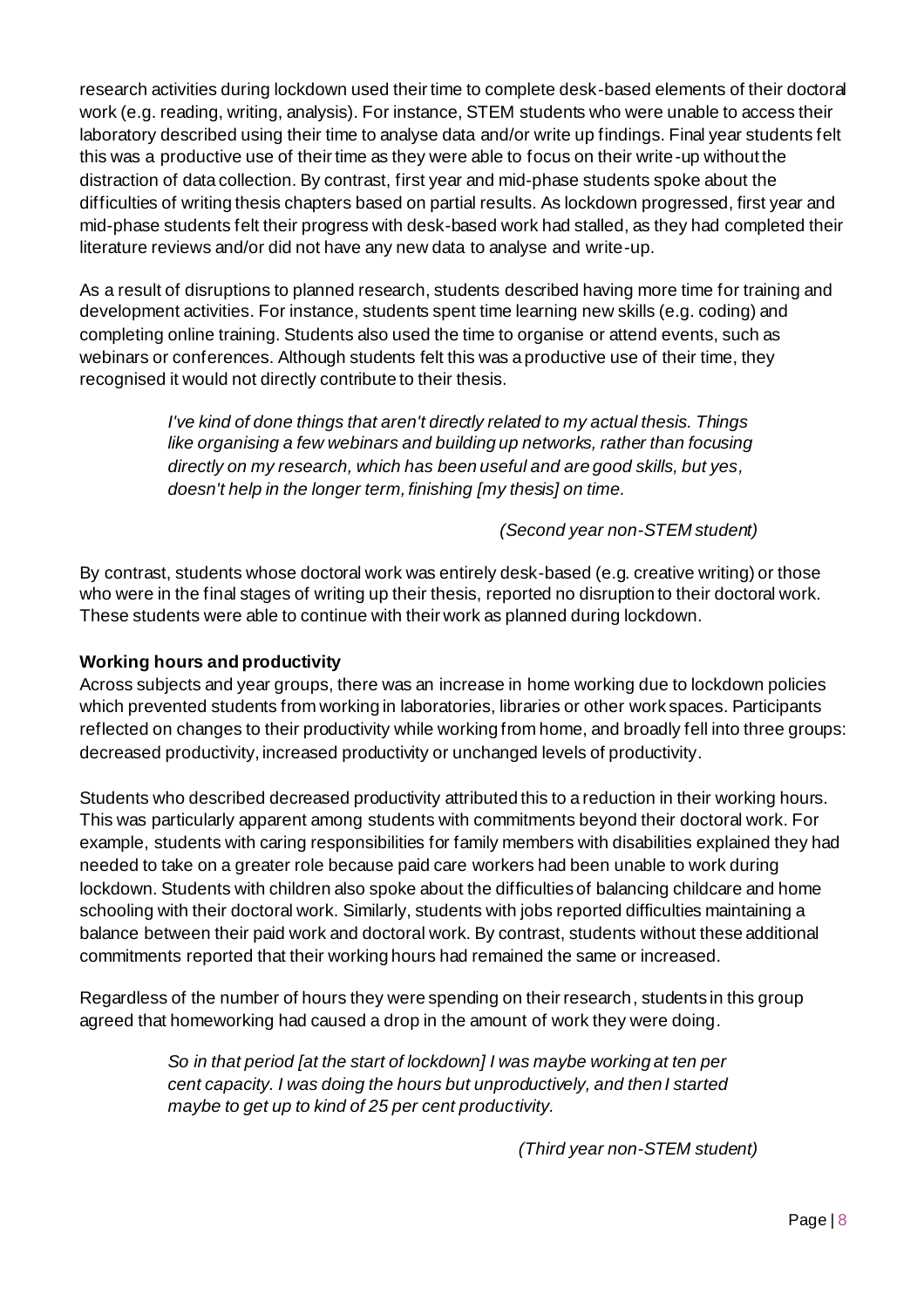research activities during lockdown used their time to complete desk-based elements of their doctoral work (e.g. reading, writing, analysis). For instance, STEM students who were unable to access their laboratory described using their time to analyse data and/or write up findings. Final year students felt this was a productive use of their time as they were able to focus on their write-up without the distraction of data collection. By contrast, first year and mid-phase students spoke about the difficulties of writing thesis chapters based on partial results. As lockdown progressed, first year and mid-phase students felt their progress with desk-based work had stalled, as they had completed their literature reviews and/or did not have any new data to analyse and write-up.

As a result of disruptions to planned research, students described having more time for training and development activities. For instance, students spent time learning new skills (e.g. coding) and completing online training. Students also used the time to organise or attend events, such as webinars or conferences. Although students felt this was a productive use of their time, they recognised it would not directly contribute to their thesis.

> *I've kind of done things that aren't directly related to my actual thesis. Things like organising a few webinars and building up networks, rather than focusing directly on my research, which has been useful and are good skills, but yes, doesn't help in the longer term, finishing [my thesis] on time.*
>
> *(Second year non-STEM student)*

By contrast, students whose doctoral work was entirely desk-based (e.g. creative writing) or those who were in the final stages of writing up their thesis, reported no disruption to their doctoral work. These students were able to continue with their work as planned during lockdown.

**Working hours and productivity**

Across subjects and year groups, there was an increase in home working due to lockdown policies which prevented students from working in laboratories, libraries or other work spaces. Participants reflected on changes to their productivity while working from home, and broadly fell into three groups: decreased productivity, increased productivity or unchanged levels of productivity.

Students who described decreased productivity attributed this to a reduction in their working hours. This was particularly apparent among students with commitments beyond their doctoral work. For example, students with caring responsibilities for family members with disabilities explained they had needed to take on a greater role because paid care workers had been unable to work during lockdown. Students with children also spoke about the difficulties of balancing childcare and home schooling with their doctoral work. Similarly, students with jobs reported difficulties maintaining a balance between their paid work and doctoral work. By contrast, students without these additional commitments reported that their working hours had remained the same or increased.

Regardless of the number of hours they were spending on their research, students in this group agreed that homeworking had caused a drop in the amount of work they were doing.

> *So in that period [at the start of lockdown] I was maybe working at ten per cent capacity. I was doing the hours but unproductively, and then I started maybe to get up to kind of 25 per cent productivity.*
>
> *(Third year non-STEM student)*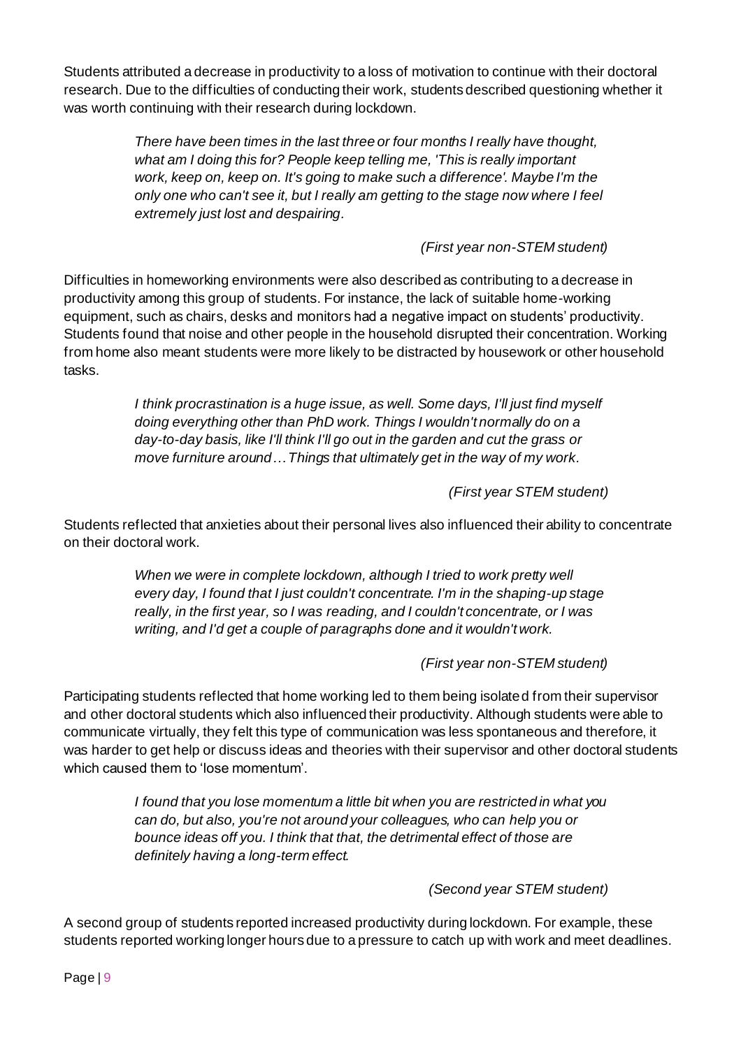Students attributed a decrease in productivity to a loss of motivation to continue with their doctoral research. Due to the difficulties of conducting their work, students described questioning whether it was worth continuing with their research during lockdown.

> *There have been times in the last three or four months I really have thought, what am I doing this for? People keep telling me, 'This is really important work, keep on, keep on. It's going to make such a difference'. Maybe I'm the only one who can't see it, but I really am getting to the stage now where I feel extremely just lost and despairing.*
>
> *(First year non-STEM student)*

Difficulties in homeworking environments were also described as contributing to a decrease in productivity among this group of students. For instance, the lack of suitable home-working equipment, such as chairs, desks and monitors had a negative impact on students' productivity. Students found that noise and other people in the household disrupted their concentration. Working from home also meant students were more likely to be distracted by housework or other household tasks.

> *I think procrastination is a huge issue, as well. Some days, I'll just find myself doing everything other than PhD work. Things I wouldn't normally do on a day-to-day basis, like I'll think I'll go out in the garden and cut the grass or move furniture around…Things that ultimately get in the way of my work.*
>
> *(First year STEM student)*

Students reflected that anxieties about their personal lives also influenced their ability to concentrate on their doctoral work.

> *When we were in complete lockdown, although I tried to work pretty well every day, I found that I just couldn't concentrate. I'm in the shaping-up stage really, in the first year, so I was reading, and I couldn't concentrate, or I was writing, and I'd get a couple of paragraphs done and it wouldn't work.*
>
> *(First year non-STEM student)*

Participating students reflected that home working led to them being isolated from their supervisor and other doctoral students which also influenced their productivity. Although students were able to communicate virtually, they felt this type of communication was less spontaneous and therefore, it was harder to get help or discuss ideas and theories with their supervisor and other doctoral students which caused them to 'lose momentum'.

> *I found that you lose momentum a little bit when you are restricted in what you can do, but also, you're not around your colleagues, who can help you or bounce ideas off you. I think that that, the detrimental effect of those are definitely having a long-term effect.*
>
> *(Second year STEM student)*

A second group of students reported increased productivity during lockdown. For example, these students reported working longer hours due to a pressure to catch up with work and meet deadlines.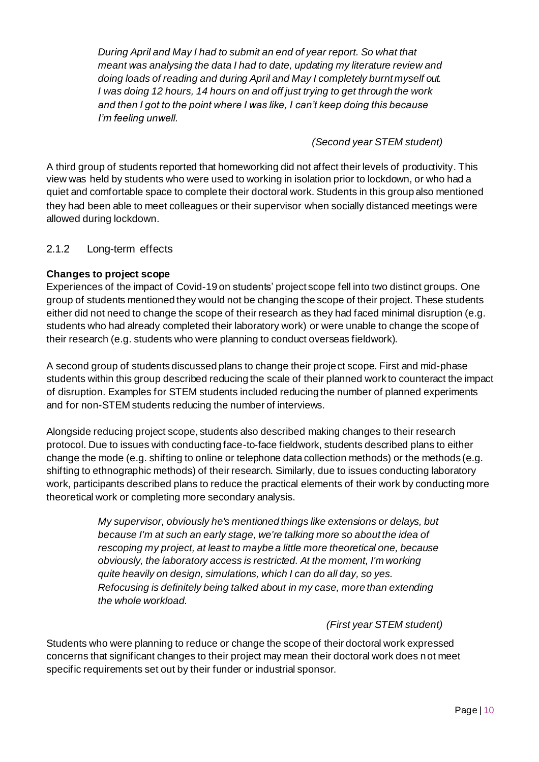> *During April and May I had to submit an end of year report. So what that meant was analysing the data I had to date, updating my literature review and doing loads of reading and during April and May I completely burnt myself out. I was doing 12 hours, 14 hours on and off just trying to get through the work and then I got to the point where I was like, I can't keep doing this because I'm feeling unwell.*
>
> *(Second year STEM student)*

A third group of students reported that homeworking did not affect their levels of productivity. This view was held by students who were used to working in isolation prior to lockdown, or who had a quiet and comfortable space to complete their doctoral work. Students in this group also mentioned they had been able to meet colleagues or their supervisor when socially distanced meetings were allowed during lockdown.

### 2.1.2 Long-term effects

**Changes to project scope**

Experiences of the impact of Covid-19 on students' project scope fell into two distinct groups. One group of students mentioned they would not be changing the scope of their project. These students either did not need to change the scope of their research as they had faced minimal disruption (e.g. students who had already completed their laboratory work) or were unable to change the scope of their research (e.g. students who were planning to conduct overseas fieldwork).

A second group of students discussed plans to change their project scope. First and mid-phase students within this group described reducing the scale of their planned work to counteract the impact of disruption. Examples for STEM students included reducing the number of planned experiments and for non-STEM students reducing the number of interviews.

Alongside reducing project scope, students also described making changes to their research protocol. Due to issues with conducting face-to-face fieldwork, students described plans to either change the mode (e.g. shifting to online or telephone data collection methods) or the methods (e.g. shifting to ethnographic methods) of their research. Similarly, due to issues conducting laboratory work, participants described plans to reduce the practical elements of their work by conducting more theoretical work or completing more secondary analysis.

> *My supervisor, obviously he's mentioned things like extensions or delays, but because I'm at such an early stage, we're talking more so about the idea of rescoping my project, at least to maybe a little more theoretical one, because obviously, the laboratory access is restricted. At the moment, I'm working quite heavily on design, simulations, which I can do all day, so yes. Refocusing is definitely being talked about in my case, more than extending the whole workload.*
>
> *(First year STEM student)*

Students who were planning to reduce or change the scope of their doctoral work expressed concerns that significant changes to their project may mean their doctoral work does not meet specific requirements set out by their funder or industrial sponsor.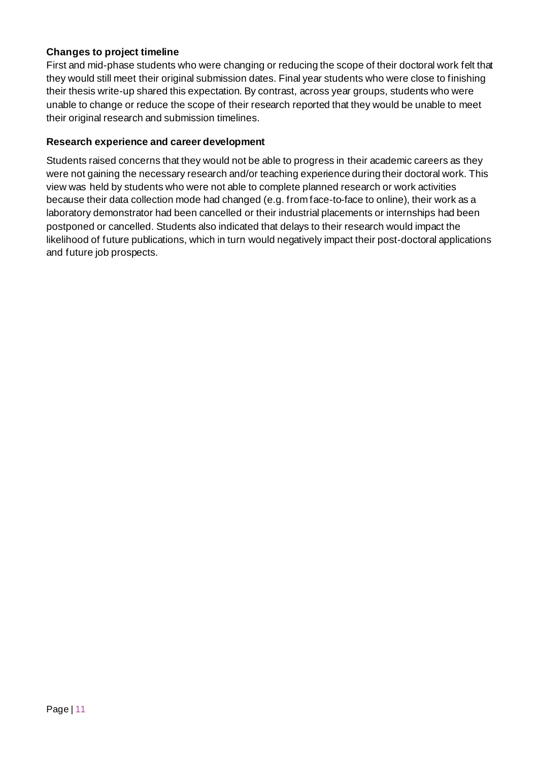**Changes to project timeline**

First and mid-phase students who were changing or reducing the scope of their doctoral work felt that they would still meet their original submission dates. Final year students who were close to finishing their thesis write-up shared this expectation. By contrast, across year groups, students who were unable to change or reduce the scope of their research reported that they would be unable to meet their original research and submission timelines.

**Research experience and career development**

Students raised concerns that they would not be able to progress in their academic careers as they were not gaining the necessary research and/or teaching experience during their doctoral work. This view was held by students who were not able to complete planned research or work activities because their data collection mode had changed (e.g. from face-to-face to online), their work as a laboratory demonstrator had been cancelled or their industrial placements or internships had been postponed or cancelled. Students also indicated that delays to their research would impact the likelihood of future publications, which in turn would negatively impact their post-doctoral applications and future job prospects.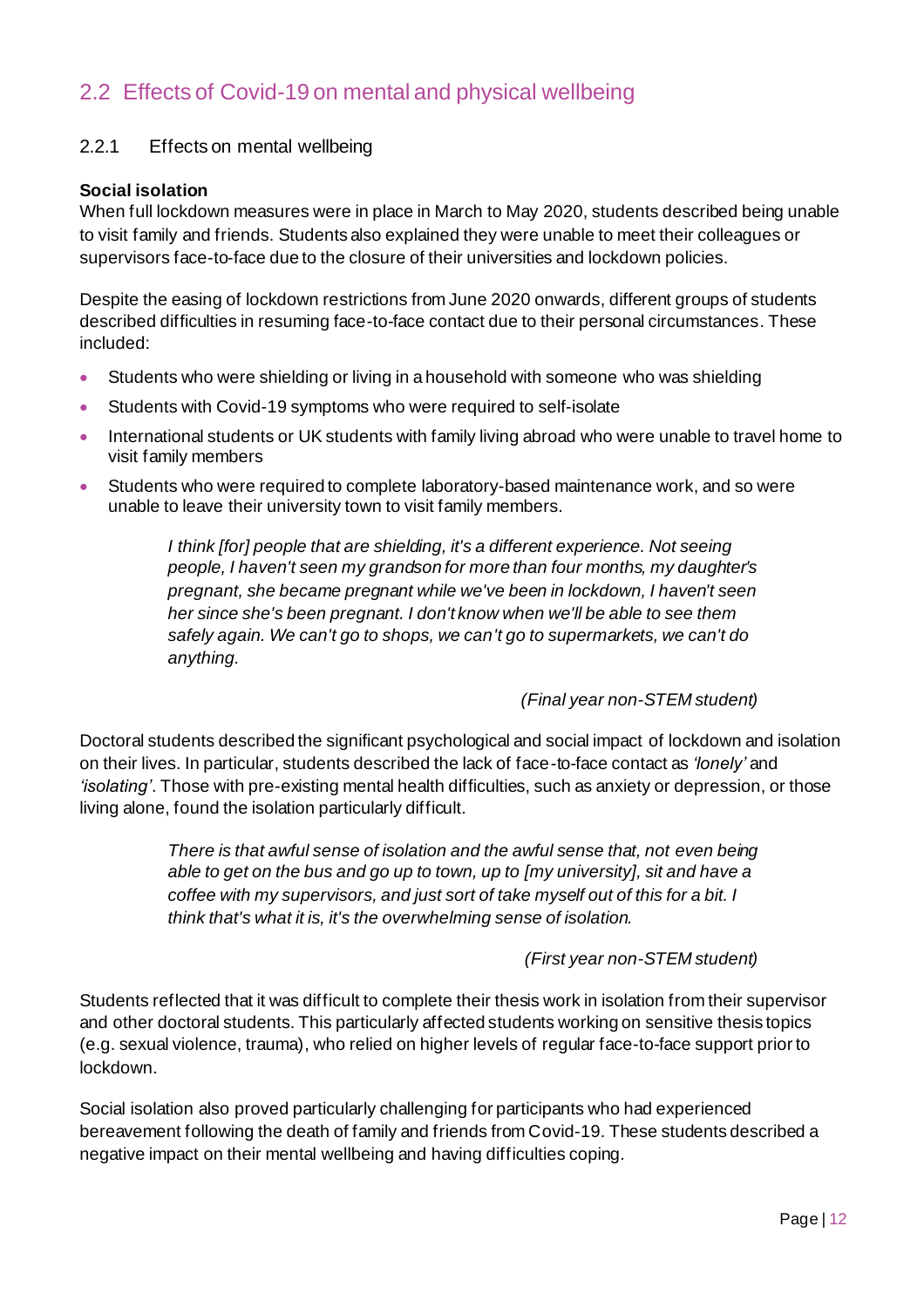## 2.2 Effects of Covid-19 on mental and physical wellbeing

### 2.2.1 Effects on mental wellbeing

**Social isolation**

When full lockdown measures were in place in March to May 2020, students described being unable to visit family and friends. Students also explained they were unable to meet their colleagues or supervisors face-to-face due to the closure of their universities and lockdown policies.

Despite the easing of lockdown restrictions from June 2020 onwards, different groups of students described difficulties in resuming face-to-face contact due to their personal circumstances. These included:

- Students who were shielding or living in a household with someone who was shielding
- Students with Covid-19 symptoms who were required to self-isolate
- International students or UK students with family living abroad who were unable to travel home to visit family members
- Students who were required to complete laboratory-based maintenance work, and so were unable to leave their university town to visit family members.

> *I think [for] people that are shielding, it's a different experience. Not seeing people, I haven't seen my grandson for more than four months, my daughter's pregnant, she became pregnant while we've been in lockdown, I haven't seen her since she's been pregnant. I don't know when we'll be able to see them safely again. We can't go to shops, we can't go to supermarkets, we can't do anything.*
>
> *(Final year non-STEM student)*

Doctoral students described the significant psychological and social impact of lockdown and isolation on their lives. In particular, students described the lack of face-to-face contact as *'lonely'* and *'isolating'*. Those with pre-existing mental health difficulties, such as anxiety or depression, or those living alone, found the isolation particularly difficult.

> *There is that awful sense of isolation and the awful sense that, not even being able to get on the bus and go up to town, up to [my university], sit and have a coffee with my supervisors, and just sort of take myself out of this for a bit. I think that's what it is, it's the overwhelming sense of isolation.*
>
> *(First year non-STEM student)*

Students reflected that it was difficult to complete their thesis work in isolation from their supervisor and other doctoral students. This particularly affected students working on sensitive thesis topics (e.g. sexual violence, trauma), who relied on higher levels of regular face-to-face support prior to lockdown.

Social isolation also proved particularly challenging for participants who had experienced bereavement following the death of family and friends from Covid-19. These students described a negative impact on their mental wellbeing and having difficulties coping.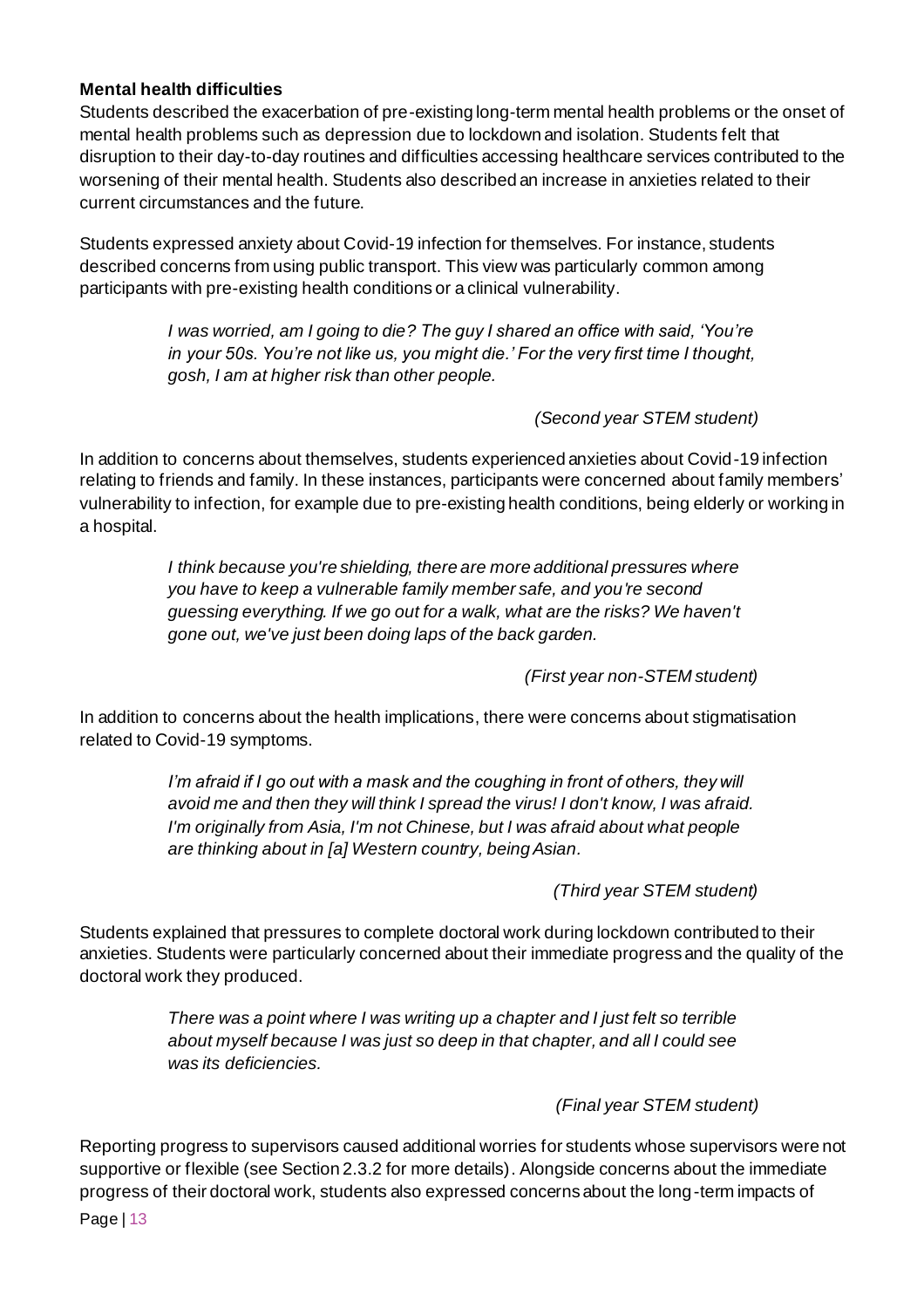**Mental health difficulties**

Students described the exacerbation of pre-existing long-term mental health problems or the onset of mental health problems such as depression due to lockdown and isolation. Students felt that disruption to their day-to-day routines and difficulties accessing healthcare services contributed to the worsening of their mental health. Students also described an increase in anxieties related to their current circumstances and the future.

Students expressed anxiety about Covid-19 infection for themselves. For instance, students described concerns from using public transport. This view was particularly common among participants with pre-existing health conditions or a clinical vulnerability.

> *I was worried, am I going to die? The guy I shared an office with said, 'You're in your 50s. You're not like us, you might die.' For the very first time I thought, gosh, I am at higher risk than other people.*
>
> *(Second year STEM student)*

In addition to concerns about themselves, students experienced anxieties about Covid-19 infection relating to friends and family. In these instances, participants were concerned about family members' vulnerability to infection, for example due to pre-existing health conditions, being elderly or working in a hospital.

> *I think because you're shielding, there are more additional pressures where you have to keep a vulnerable family member safe, and you're second guessing everything. If we go out for a walk, what are the risks? We haven't gone out, we've just been doing laps of the back garden.*
>
> *(First year non-STEM student)*

In addition to concerns about the health implications, there were concerns about stigmatisation related to Covid-19 symptoms.

> *I'm afraid if I go out with a mask and the coughing in front of others, they will avoid me and then they will think I spread the virus! I don't know, I was afraid. I'm originally from Asia, I'm not Chinese, but I was afraid about what people are thinking about in [a] Western country, being Asian.*
>
> *(Third year STEM student)*

Students explained that pressures to complete doctoral work during lockdown contributed to their anxieties. Students were particularly concerned about their immediate progress and the quality of the doctoral work they produced.

> *There was a point where I was writing up a chapter and I just felt so terrible about myself because I was just so deep in that chapter, and all I could see was its deficiencies.*
>
> *(Final year STEM student)*

Reporting progress to supervisors caused additional worries for students whose supervisors were not supportive or flexible (see Section 2.3.2 for more details). Alongside concerns about the immediate progress of their doctoral work, students also expressed concerns about the long-term impacts of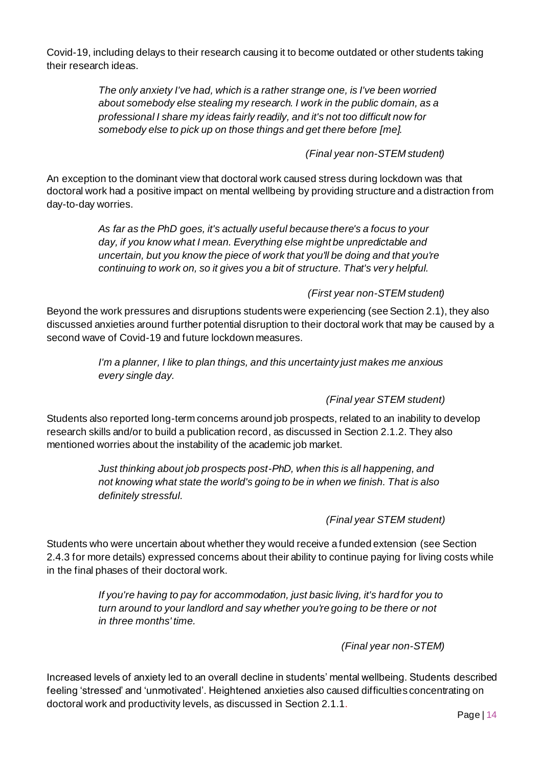Covid-19, including delays to their research causing it to become outdated or other students taking their research ideas.

> *The only anxiety I've had, which is a rather strange one, is I've been worried about somebody else stealing my research. I work in the public domain, as a professional I share my ideas fairly readily, and it's not too difficult now for somebody else to pick up on those things and get there before [me].*
>
> *(Final year non-STEM student)*

An exception to the dominant view that doctoral work caused stress during lockdown was that doctoral work had a positive impact on mental wellbeing by providing structure and a distraction from day-to-day worries.

> *As far as the PhD goes, it's actually useful because there's a focus to your day, if you know what I mean. Everything else might be unpredictable and uncertain, but you know the piece of work that you'll be doing and that you're continuing to work on, so it gives you a bit of structure. That's very helpful.*
>
> *(First year non-STEM student)*

Beyond the work pressures and disruptions students were experiencing (see Section 2.1), they also discussed anxieties around further potential disruption to their doctoral work that may be caused by a second wave of Covid-19 and future lockdown measures.

> *I'm a planner, I like to plan things, and this uncertainty just makes me anxious every single day.*
>
> *(Final year STEM student)*

Students also reported long-term concerns around job prospects, related to an inability to develop research skills and/or to build a publication record, as discussed in Section 2.1.2. They also mentioned worries about the instability of the academic job market.

> *Just thinking about job prospects post-PhD, when this is all happening, and not knowing what state the world's going to be in when we finish. That is also definitely stressful.*
>
> *(Final year STEM student)*

Students who were uncertain about whether they would receive a funded extension (see Section 2.4.3 for more details) expressed concerns about their ability to continue paying for living costs while in the final phases of their doctoral work.

> *If you're having to pay for accommodation, just basic living, it's hard for you to turn around to your landlord and say whether you're going to be there or not in three months' time.*
>
> *(Final year non-STEM)*

Increased levels of anxiety led to an overall decline in students' mental wellbeing. Students described feeling 'stressed' and 'unmotivated'. Heightened anxieties also caused difficulties concentrating on doctoral work and productivity levels, as discussed in Section 2.1.1.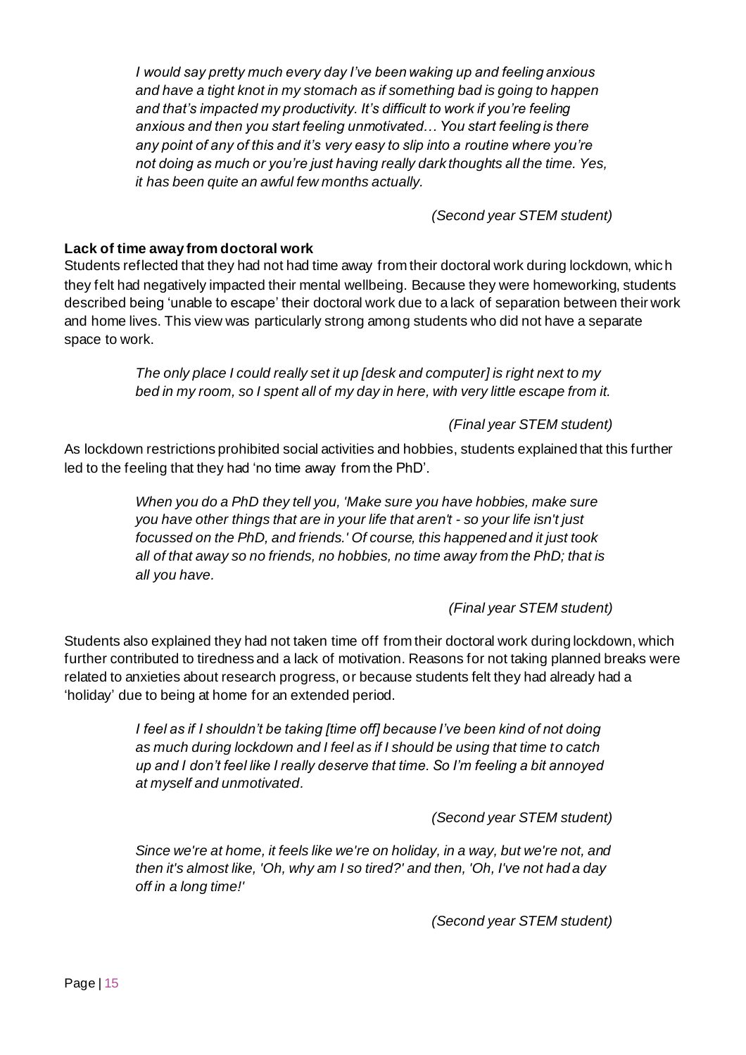> *I would say pretty much every day I've been waking up and feeling anxious and have a tight knot in my stomach as if something bad is going to happen and that's impacted my productivity. It's difficult to work if you're feeling anxious and then you start feeling unmotivated… You start feeling is there any point of any of this and it's very easy to slip into a routine where you're not doing as much or you're just having really dark thoughts all the time. Yes, it has been quite an awful few months actually.*
>
> *(Second year STEM student)*

**Lack of time away from doctoral work**

Students reflected that they had not had time away from their doctoral work during lockdown, which they felt had negatively impacted their mental wellbeing. Because they were homeworking, students described being 'unable to escape' their doctoral work due to a lack of separation between their work and home lives. This view was particularly strong among students who did not have a separate space to work.

> *The only place I could really set it up [desk and computer] is right next to my bed in my room, so I spent all of my day in here, with very little escape from it.*
>
> *(Final year STEM student)*

As lockdown restrictions prohibited social activities and hobbies, students explained that this further led to the feeling that they had 'no time away from the PhD'.

> *When you do a PhD they tell you, 'Make sure you have hobbies, make sure you have other things that are in your life that aren't - so your life isn't just focussed on the PhD, and friends.' Of course, this happened and it just took all of that away so no friends, no hobbies, no time away from the PhD; that is all you have.*
>
> *(Final year STEM student)*

Students also explained they had not taken time off from their doctoral work during lockdown, which further contributed to tiredness and a lack of motivation. Reasons for not taking planned breaks were related to anxieties about research progress, or because students felt they had already had a 'holiday' due to being at home for an extended period.

> *I feel as if I shouldn't be taking [time off] because I've been kind of not doing as much during lockdown and I feel as if I should be using that time to catch up and I don't feel like I really deserve that time. So I'm feeling a bit annoyed at myself and unmotivated.*
>
> *(Second year STEM student)*

> *Since we're at home, it feels like we're on holiday, in a way, but we're not, and then it's almost like, 'Oh, why am I so tired?' and then, 'Oh, I've not had a day off in a long time!'*
>
> *(Second year STEM student)*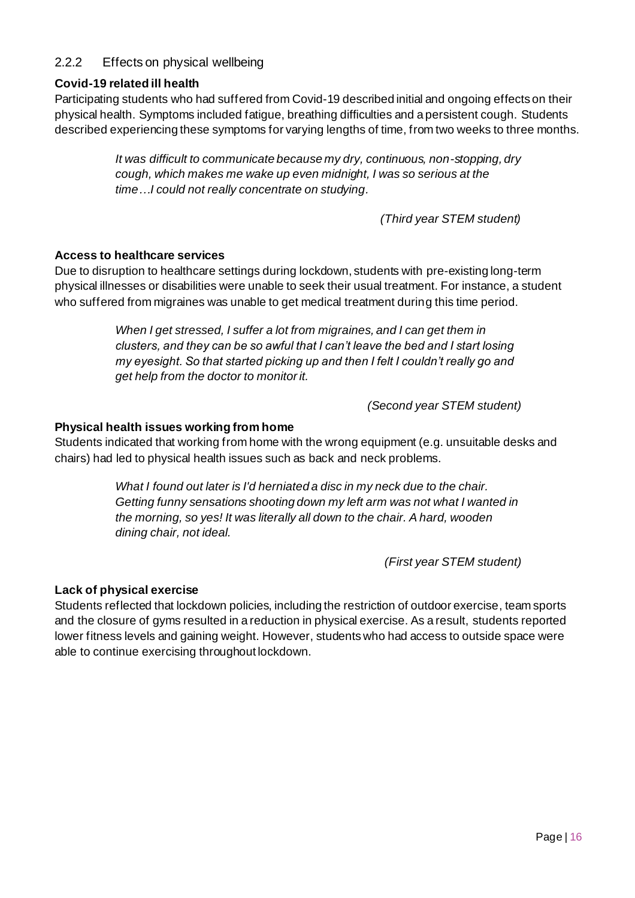### 2.2.2 Effects on physical wellbeing

**Covid-19 related ill health**

Participating students who had suffered from Covid-19 described initial and ongoing effects on their physical health. Symptoms included fatigue, breathing difficulties and a persistent cough. Students described experiencing these symptoms for varying lengths of time, from two weeks to three months.

> *It was difficult to communicate because my dry, continuous, non-stopping, dry cough, which makes me wake up even midnight, I was so serious at the time…I could not really concentrate on studying.*
>
> *(Third year STEM student)*

**Access to healthcare services**

Due to disruption to healthcare settings during lockdown, students with pre-existing long-term physical illnesses or disabilities were unable to seek their usual treatment. For instance, a student who suffered from migraines was unable to get medical treatment during this time period.

> *When I get stressed, I suffer a lot from migraines, and I can get them in clusters, and they can be so awful that I can't leave the bed and I start losing my eyesight. So that started picking up and then I felt I couldn't really go and get help from the doctor to monitor it.*
>
> *(Second year STEM student)*

**Physical health issues working from home**

Students indicated that working from home with the wrong equipment (e.g. unsuitable desks and chairs) had led to physical health issues such as back and neck problems.

> *What I found out later is I'd herniated a disc in my neck due to the chair. Getting funny sensations shooting down my left arm was not what I wanted in the morning, so yes! It was literally all down to the chair. A hard, wooden dining chair, not ideal.*
>
> *(First year STEM student)*

**Lack of physical exercise**

Students reflected that lockdown policies, including the restriction of outdoor exercise, team sports and the closure of gyms resulted in a reduction in physical exercise. As a result, students reported lower fitness levels and gaining weight. However, students who had access to outside space were able to continue exercising throughout lockdown.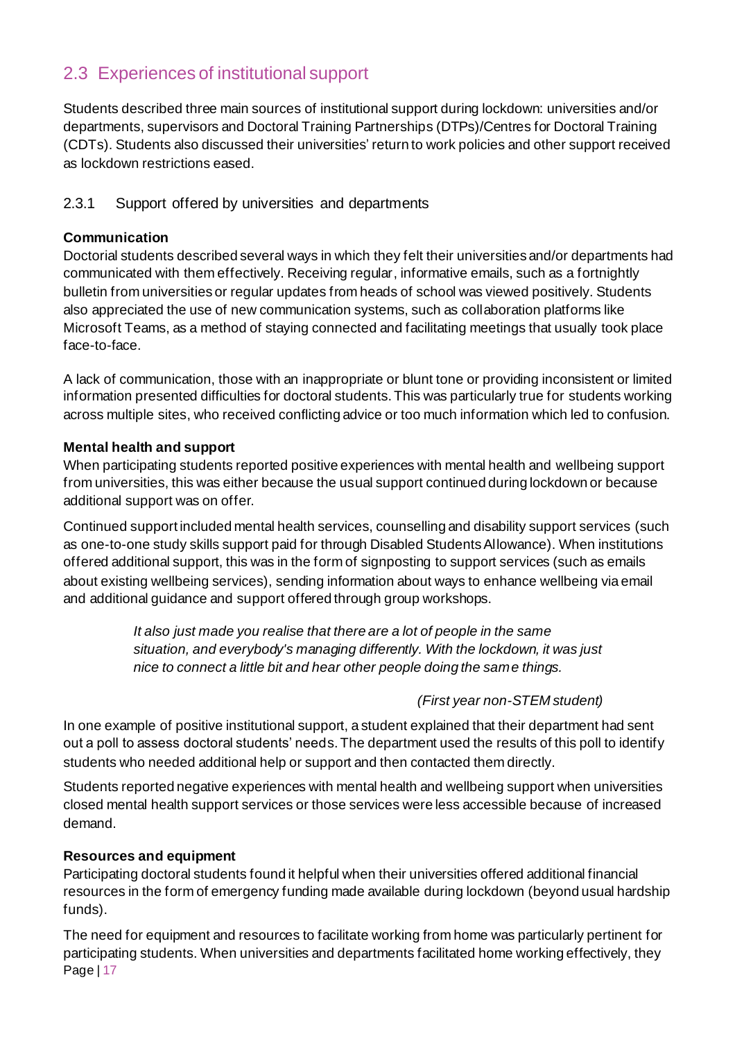## 2.3 Experiences of institutional support

Students described three main sources of institutional support during lockdown: universities and/or departments, supervisors and Doctoral Training Partnerships (DTPs)/Centres for Doctoral Training (CDTs). Students also discussed their universities' return to work policies and other support received as lockdown restrictions eased.

### 2.3.1 Support offered by universities and departments

**Communication**

Doctorial students described several ways in which they felt their universities and/or departments had communicated with them effectively. Receiving regular, informative emails, such as a fortnightly bulletin from universities or regular updates from heads of school was viewed positively. Students also appreciated the use of new communication systems, such as collaboration platforms like Microsoft Teams, as a method of staying connected and facilitating meetings that usually took place face-to-face.

A lack of communication, those with an inappropriate or blunt tone or providing inconsistent or limited information presented difficulties for doctoral students. This was particularly true for students working across multiple sites, who received conflicting advice or too much information which led to confusion.

**Mental health and support**

When participating students reported positive experiences with mental health and wellbeing support from universities, this was either because the usual support continued during lockdown or because additional support was on offer.

Continued support included mental health services, counselling and disability support services (such as one-to-one study skills support paid for through Disabled Students Allowance). When institutions offered additional support, this was in the form of signposting to support services (such as emails about existing wellbeing services), sending information about ways to enhance wellbeing via email and additional guidance and support offered through group workshops.

> *It also just made you realise that there are a lot of people in the same situation, and everybody's managing differently. With the lockdown, it was just nice to connect a little bit and hear other people doing the same things.*
>
> *(First year non-STEM student)*

In one example of positive institutional support, a student explained that their department had sent out a poll to assess doctoral students' needs. The department used the results of this poll to identify students who needed additional help or support and then contacted them directly.

Students reported negative experiences with mental health and wellbeing support when universities closed mental health support services or those services were less accessible because of increased demand.

**Resources and equipment**

Participating doctoral students found it helpful when their universities offered additional financial resources in the form of emergency funding made available during lockdown (beyond usual hardship funds).

The need for equipment and resources to facilitate working from home was particularly pertinent for participating students. When universities and departments facilitated home working effectively, they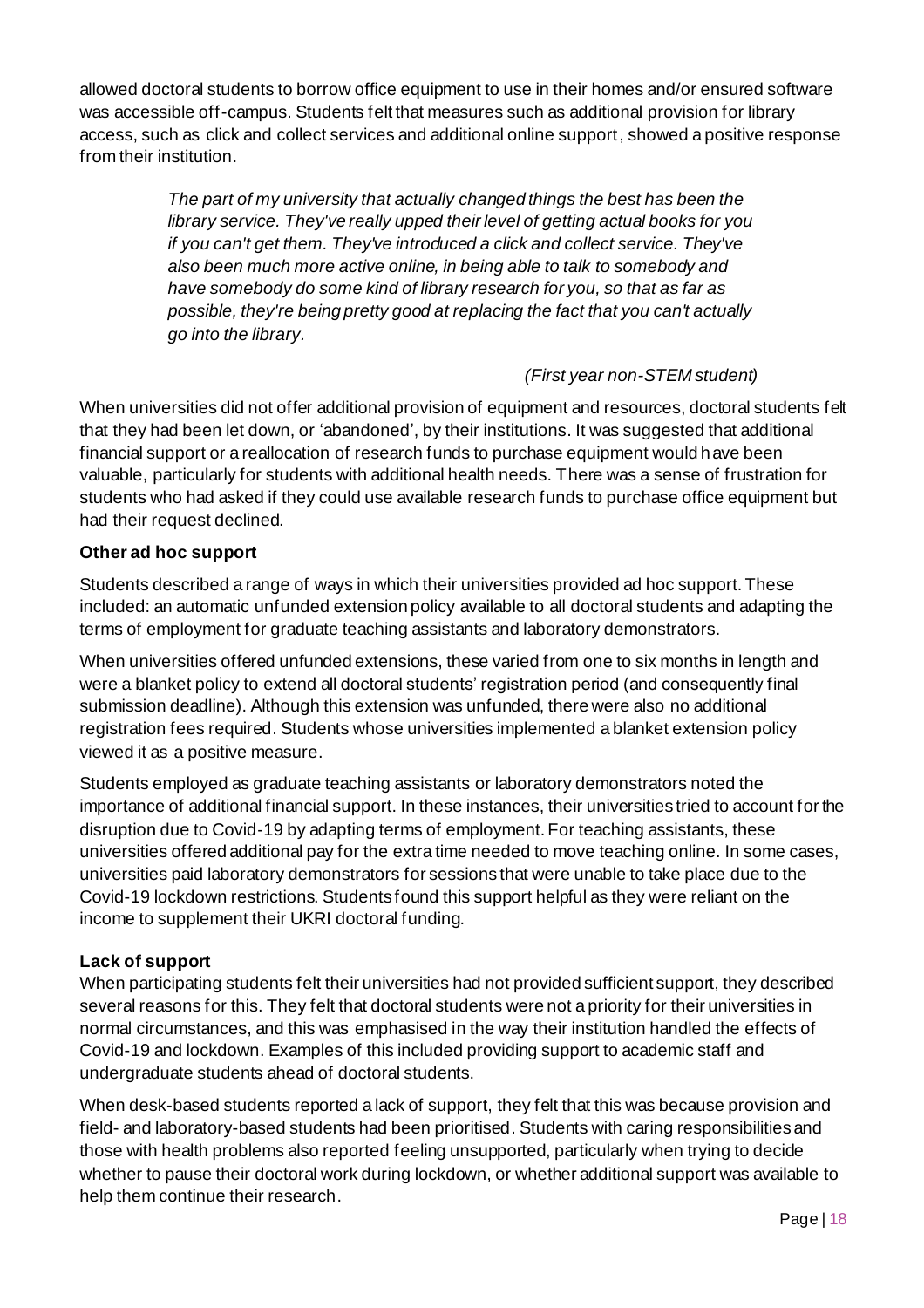allowed doctoral students to borrow office equipment to use in their homes and/or ensured software was accessible off-campus. Students felt that measures such as additional provision for library access, such as click and collect services and additional online support, showed a positive response from their institution.

> *The part of my university that actually changed things the best has been the library service. They've really upped their level of getting actual books for you if you can't get them. They've introduced a click and collect service. They've also been much more active online, in being able to talk to somebody and have somebody do some kind of library research for you, so that as far as possible, they're being pretty good at replacing the fact that you can't actually go into the library.*
>
> *(First year non-STEM student)*

When universities did not offer additional provision of equipment and resources, doctoral students felt that they had been let down, or 'abandoned', by their institutions. It was suggested that additional financial support or a reallocation of research funds to purchase equipment would have been valuable, particularly for students with additional health needs. There was a sense of frustration for students who had asked if they could use available research funds to purchase office equipment but had their request declined.

**Other ad hoc support**

Students described a range of ways in which their universities provided ad hoc support. These included: an automatic unfunded extension policy available to all doctoral students and adapting the terms of employment for graduate teaching assistants and laboratory demonstrators.

When universities offered unfunded extensions, these varied from one to six months in length and were a blanket policy to extend all doctoral students' registration period (and consequently final submission deadline). Although this extension was unfunded, there were also no additional registration fees required. Students whose universities implemented a blanket extension policy viewed it as a positive measure.

Students employed as graduate teaching assistants or laboratory demonstrators noted the importance of additional financial support. In these instances, their universities tried to account for the disruption due to Covid-19 by adapting terms of employment. For teaching assistants, these universities offered additional pay for the extra time needed to move teaching online. In some cases, universities paid laboratory demonstrators for sessions that were unable to take place due to the Covid-19 lockdown restrictions. Students found this support helpful as they were reliant on the income to supplement their UKRI doctoral funding.

**Lack of support**

When participating students felt their universities had not provided sufficient support, they described several reasons for this. They felt that doctoral students were not a priority for their universities in normal circumstances, and this was emphasised in the way their institution handled the effects of Covid-19 and lockdown. Examples of this included providing support to academic staff and undergraduate students ahead of doctoral students.

When desk-based students reported a lack of support, they felt that this was because provision and field- and laboratory-based students had been prioritised. Students with caring responsibilities and those with health problems also reported feeling unsupported, particularly when trying to decide whether to pause their doctoral work during lockdown, or whether additional support was available to help them continue their research.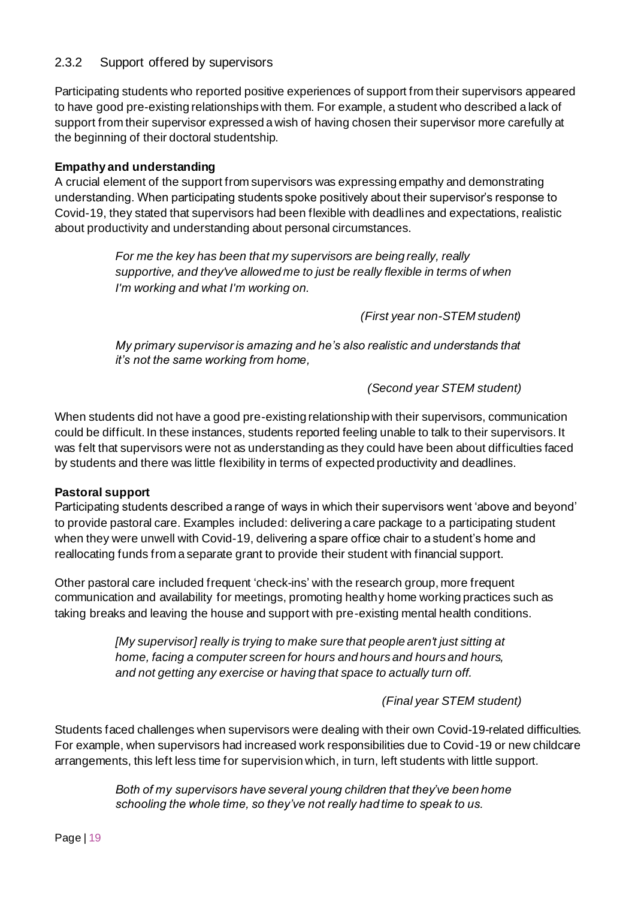### 2.3.2 Support offered by supervisors

Participating students who reported positive experiences of support from their supervisors appeared to have good pre-existing relationships with them. For example, a student who described a lack of support from their supervisor expressed a wish of having chosen their supervisor more carefully at the beginning of their doctoral studentship.

**Empathy and understanding**

A crucial element of the support from supervisors was expressing empathy and demonstrating understanding. When participating students spoke positively about their supervisor's response to Covid-19, they stated that supervisors had been flexible with deadlines and expectations, realistic about productivity and understanding about personal circumstances.

> *For me the key has been that my supervisors are being really, really supportive, and they've allowed me to just be really flexible in terms of when I'm working and what I'm working on.*
>
> *(First year non-STEM student)*

> *My primary supervisor is amazing and he's also realistic and understands that it's not the same working from home,*
>
> *(Second year STEM student)*

When students did not have a good pre-existing relationship with their supervisors, communication could be difficult. In these instances, students reported feeling unable to talk to their supervisors. It was felt that supervisors were not as understanding as they could have been about difficulties faced by students and there was little flexibility in terms of expected productivity and deadlines.

**Pastoral support**

Participating students described a range of ways in which their supervisors went 'above and beyond' to provide pastoral care. Examples included: delivering a care package to a participating student when they were unwell with Covid-19, delivering a spare office chair to a student's home and reallocating funds from a separate grant to provide their student with financial support.

Other pastoral care included frequent 'check-ins' with the research group, more frequent communication and availability for meetings, promoting healthy home working practices such as taking breaks and leaving the house and support with pre-existing mental health conditions.

> *[My supervisor] really is trying to make sure that people aren't just sitting at home, facing a computer screen for hours and hours and hours and hours, and not getting any exercise or having that space to actually turn off.*
>
> *(Final year STEM student)*

Students faced challenges when supervisors were dealing with their own Covid-19-related difficulties. For example, when supervisors had increased work responsibilities due to Covid-19 or new childcare arrangements, this left less time for supervision which, in turn, left students with little support.

> *Both of my supervisors have several young children that they've been home schooling the whole time, so they've not really had time to speak to us.*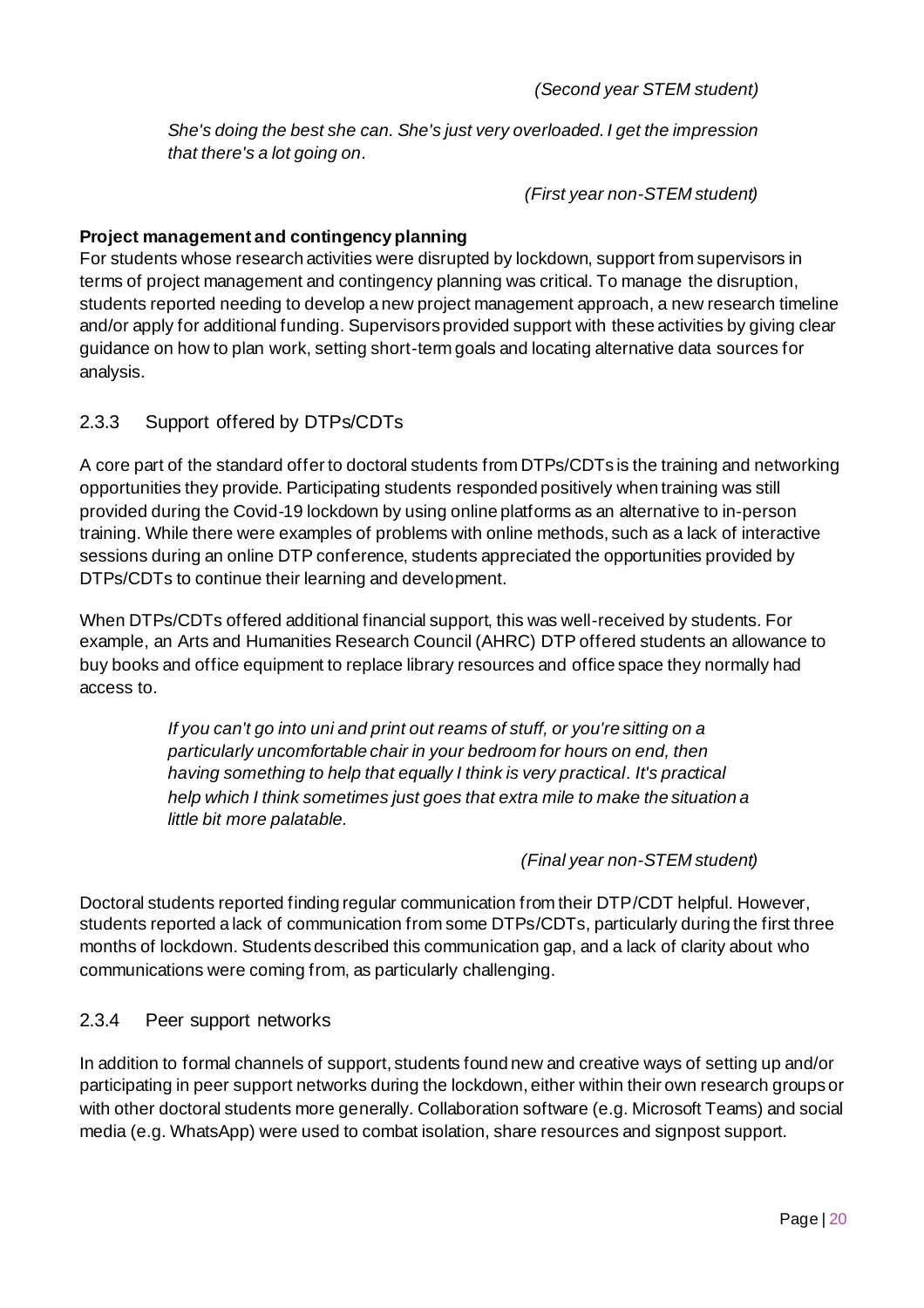*(Second year STEM student)*

> *She's doing the best she can. She's just very overloaded. I get the impression that there's a lot going on.*

*(First year non-STEM student)*

**Project management and contingency planning**

For students whose research activities were disrupted by lockdown, support from supervisors in terms of project management and contingency planning was critical. To manage the disruption, students reported needing to develop a new project management approach, a new research timeline and/or apply for additional funding. Supervisors provided support with these activities by giving clear guidance on how to plan work, setting short-term goals and locating alternative data sources for analysis.

### 2.3.3 Support offered by DTPs/CDTs

A core part of the standard offer to doctoral students from DTPs/CDTs is the training and networking opportunities they provide. Participating students responded positively when training was still provided during the Covid-19 lockdown by using online platforms as an alternative to in-person training. While there were examples of problems with online methods, such as a lack of interactive sessions during an online DTP conference, students appreciated the opportunities provided by DTPs/CDTs to continue their learning and development.

When DTPs/CDTs offered additional financial support, this was well-received by students. For example, an Arts and Humanities Research Council (AHRC) DTP offered students an allowance to buy books and office equipment to replace library resources and office space they normally had access to.

> *If you can't go into uni and print out reams of stuff, or you're sitting on a particularly uncomfortable chair in your bedroom for hours on end, then having something to help that equally I think is very practical. It's practical help which I think sometimes just goes that extra mile to make the situation a little bit more palatable.*

*(Final year non-STEM student)*

Doctoral students reported finding regular communication from their DTP/CDT helpful. However, students reported a lack of communication from some DTPs/CDTs, particularly during the first three months of lockdown. Students described this communication gap, and a lack of clarity about who communications were coming from, as particularly challenging.

### 2.3.4 Peer support networks

In addition to formal channels of support, students found new and creative ways of setting up and/or participating in peer support networks during the lockdown, either within their own research groups or with other doctoral students more generally. Collaboration software (e.g. Microsoft Teams) and social media (e.g. WhatsApp) were used to combat isolation, share resources and signpost support.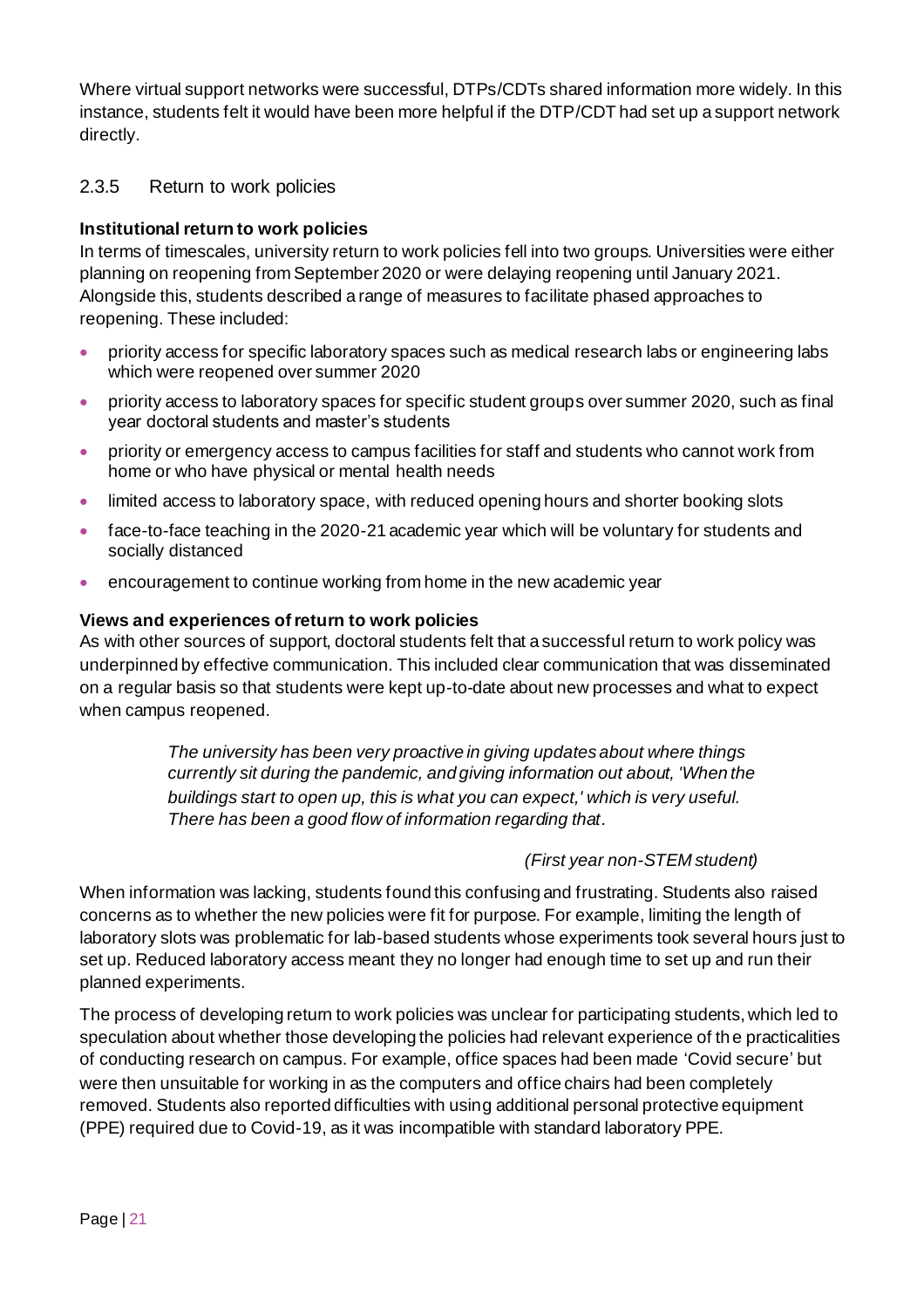Where virtual support networks were successful, DTPs/CDTs shared information more widely. In this instance, students felt it would have been more helpful if the DTP/CDT had set up a support network directly.

### 2.3.5 Return to work policies

**Institutional return to work policies**

In terms of timescales, university return to work policies fell into two groups. Universities were either planning on reopening from September 2020 or were delaying reopening until January 2021. Alongside this, students described a range of measures to facilitate phased approaches to reopening. These included:

- priority access for specific laboratory spaces such as medical research labs or engineering labs which were reopened over summer 2020
- priority access to laboratory spaces for specific student groups over summer 2020, such as final year doctoral students and master's students
- priority or emergency access to campus facilities for staff and students who cannot work from home or who have physical or mental health needs
- limited access to laboratory space, with reduced opening hours and shorter booking slots
- face-to-face teaching in the 2020-21 academic year which will be voluntary for students and socially distanced
- encouragement to continue working from home in the new academic year

**Views and experiences of return to work policies**

As with other sources of support, doctoral students felt that a successful return to work policy was underpinned by effective communication. This included clear communication that was disseminated on a regular basis so that students were kept up-to-date about new processes and what to expect when campus reopened.

> *The university has been very proactive in giving updates about where things currently sit during the pandemic, and giving information out about, 'When the buildings start to open up, this is what you can expect,' which is very useful. There has been a good flow of information regarding that.*
>
> *(First year non-STEM student)*

When information was lacking, students found this confusing and frustrating. Students also raised concerns as to whether the new policies were fit for purpose. For example, limiting the length of laboratory slots was problematic for lab-based students whose experiments took several hours just to set up. Reduced laboratory access meant they no longer had enough time to set up and run their planned experiments.

The process of developing return to work policies was unclear for participating students, which led to speculation about whether those developing the policies had relevant experience of the practicalities of conducting research on campus. For example, office spaces had been made 'Covid secure' but were then unsuitable for working in as the computers and office chairs had been completely removed. Students also reported difficulties with using additional personal protective equipment (PPE) required due to Covid-19, as it was incompatible with standard laboratory PPE.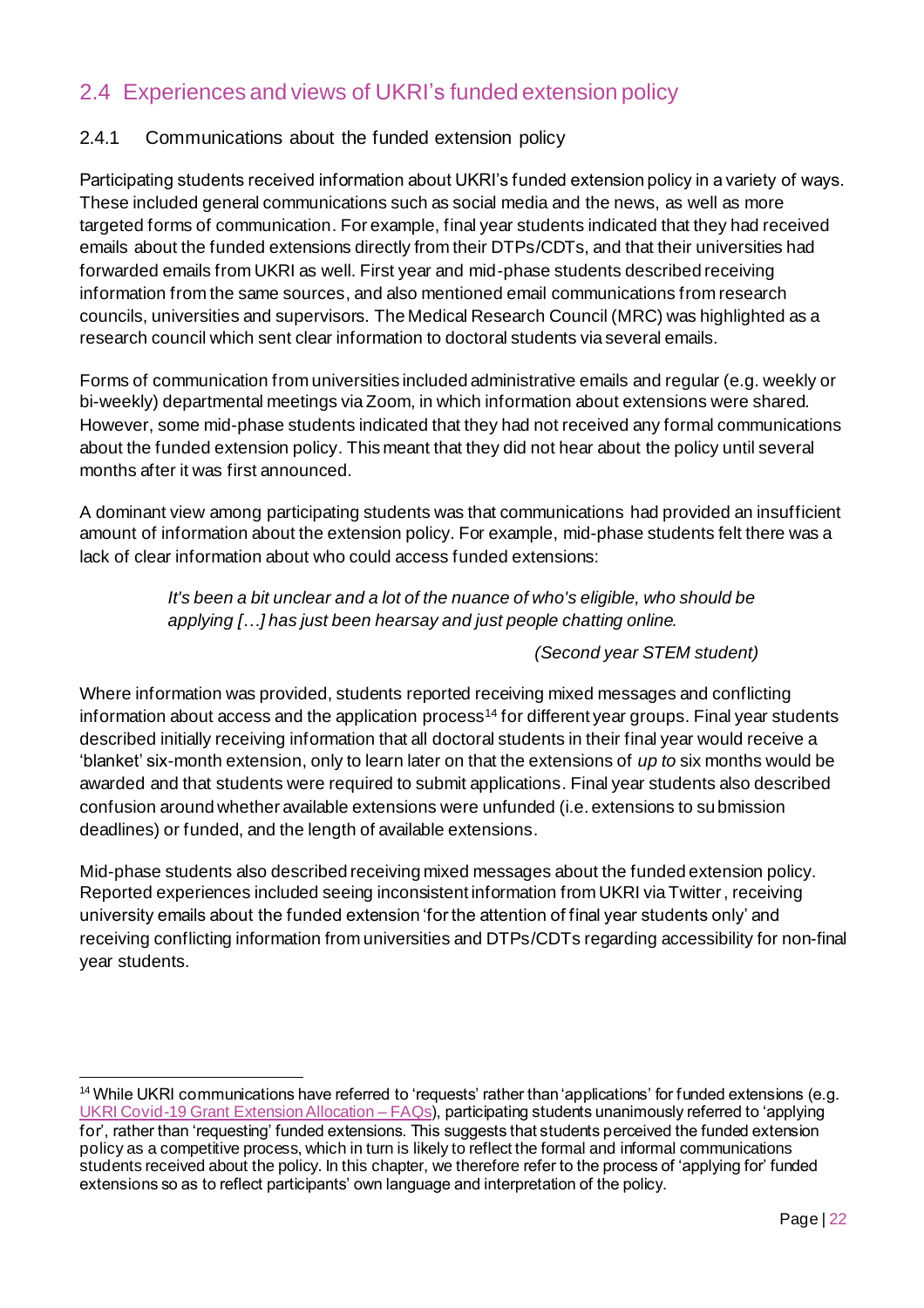## 2.4 Experiences and views of UKRI's funded extension policy

### 2.4.1 Communications about the funded extension policy

Participating students received information about UKRI's funded extension policy in a variety of ways. These included general communications such as social media and the news, as well as more targeted forms of communication. For example, final year students indicated that they had received emails about the funded extensions directly from their DTPs/CDTs, and that their universities had forwarded emails from UKRI as well. First year and mid-phase students described receiving information from the same sources, and also mentioned email communications from research councils, universities and supervisors. The Medical Research Council (MRC) was highlighted as a research council which sent clear information to doctoral students via several emails.

Forms of communication from universities included administrative emails and regular (e.g. weekly or bi-weekly) departmental meetings via Zoom, in which information about extensions were shared. However, some mid-phase students indicated that they had not received any formal communications about the funded extension policy. This meant that they did not hear about the policy until several months after it was first announced.

A dominant view among participating students was that communications had provided an insufficient amount of information about the extension policy. For example, mid-phase students felt there was a lack of clear information about who could access funded extensions:

> *It's been a bit unclear and a lot of the nuance of who's eligible, who should be applying […] has just been hearsay and just people chatting online.*
>
> *(Second year STEM student)*

Where information was provided, students reported receiving mixed messages and conflicting information about access and the application process[14] for different year groups. Final year students described initially receiving information that all doctoral students in their final year would receive a 'blanket' six-month extension, only to learn later on that the extensions of *up to* six months would be awarded and that students were required to submit applications. Final year students also described confusion around whether available extensions were unfunded (i.e. extensions to submission deadlines) or funded, and the length of available extensions.

Mid-phase students also described receiving mixed messages about the funded extension policy. Reported experiences included seeing inconsistent information from UKRI via Twitter, receiving university emails about the funded extension 'for the attention of final year students only' and receiving conflicting information from universities and DTPs/CDTs regarding accessibility for non-final year students.

---

[14] While UKRI communications have referred to 'requests' rather than 'applications' for funded extensions (e.g. [UKRI Covid-19 Grant Extension Allocation – FAQs](#)), participating students unanimously referred to 'applying for', rather than 'requesting' funded extensions. This suggests that students perceived the funded extension policy as a competitive process, which in turn is likely to reflect the formal and informal communications students received about the policy. In this chapter, we therefore refer to the process of 'applying for' funded extensions so as to reflect participants' own language and interpretation of the policy.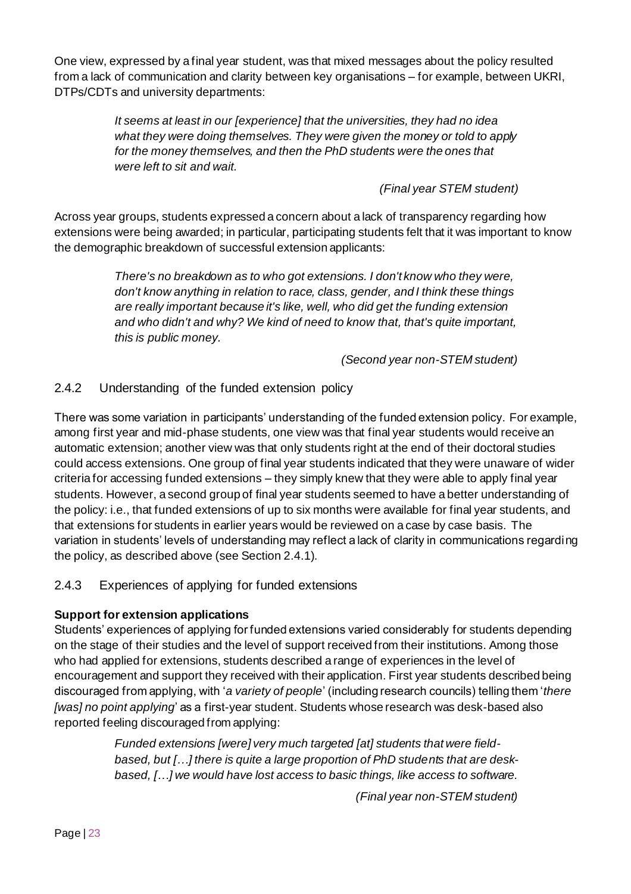One view, expressed by a final year student, was that mixed messages about the policy resulted from a lack of communication and clarity between key organisations – for example, between UKRI, DTPs/CDTs and university departments:

> *It seems at least in our [experience] that the universities, they had no idea what they were doing themselves. They were given the money or told to apply for the money themselves, and then the PhD students were the ones that were left to sit and wait.*
>
> *(Final year STEM student)*

Across year groups, students expressed a concern about a lack of transparency regarding how extensions were being awarded; in particular, participating students felt that it was important to know the demographic breakdown of successful extension applicants:

> *There's no breakdown as to who got extensions. I don't know who they were, don't know anything in relation to race, class, gender, and I think these things are really important because it's like, well, who did get the funding extension and who didn't and why? We kind of need to know that, that's quite important, this is public money.*
>
> *(Second year non-STEM student)*

### 2.4.2 Understanding of the funded extension policy

There was some variation in participants' understanding of the funded extension policy. For example, among first year and mid-phase students, one view was that final year students would receive an automatic extension; another view was that only students right at the end of their doctoral studies could access extensions. One group of final year students indicated that they were unaware of wider criteria for accessing funded extensions – they simply knew that they were able to apply final year students. However, a second group of final year students seemed to have a better understanding of the policy: i.e., that funded extensions of up to six months were available for final year students, and that extensions for students in earlier years would be reviewed on a case by case basis. The variation in students' levels of understanding may reflect a lack of clarity in communications regarding the policy, as described above (see Section 2.4.1).

### 2.4.3 Experiences of applying for funded extensions

**Support for extension applications**

Students' experiences of applying for funded extensions varied considerably for students depending on the stage of their studies and the level of support received from their institutions. Among those who had applied for extensions, students described a range of experiences in the level of encouragement and support they received with their application. First year students described being discouraged from applying, with '*a variety of people*' (including research councils) telling them '*there [was] no point applying*' as a first-year student. Students whose research was desk-based also reported feeling discouraged from applying:

> *Funded extensions [were] very much targeted [at] students that were field-based, but […] there is quite a large proportion of PhD students that are desk-based, […] we would have lost access to basic things, like access to software.*
>
> *(Final year non-STEM student)*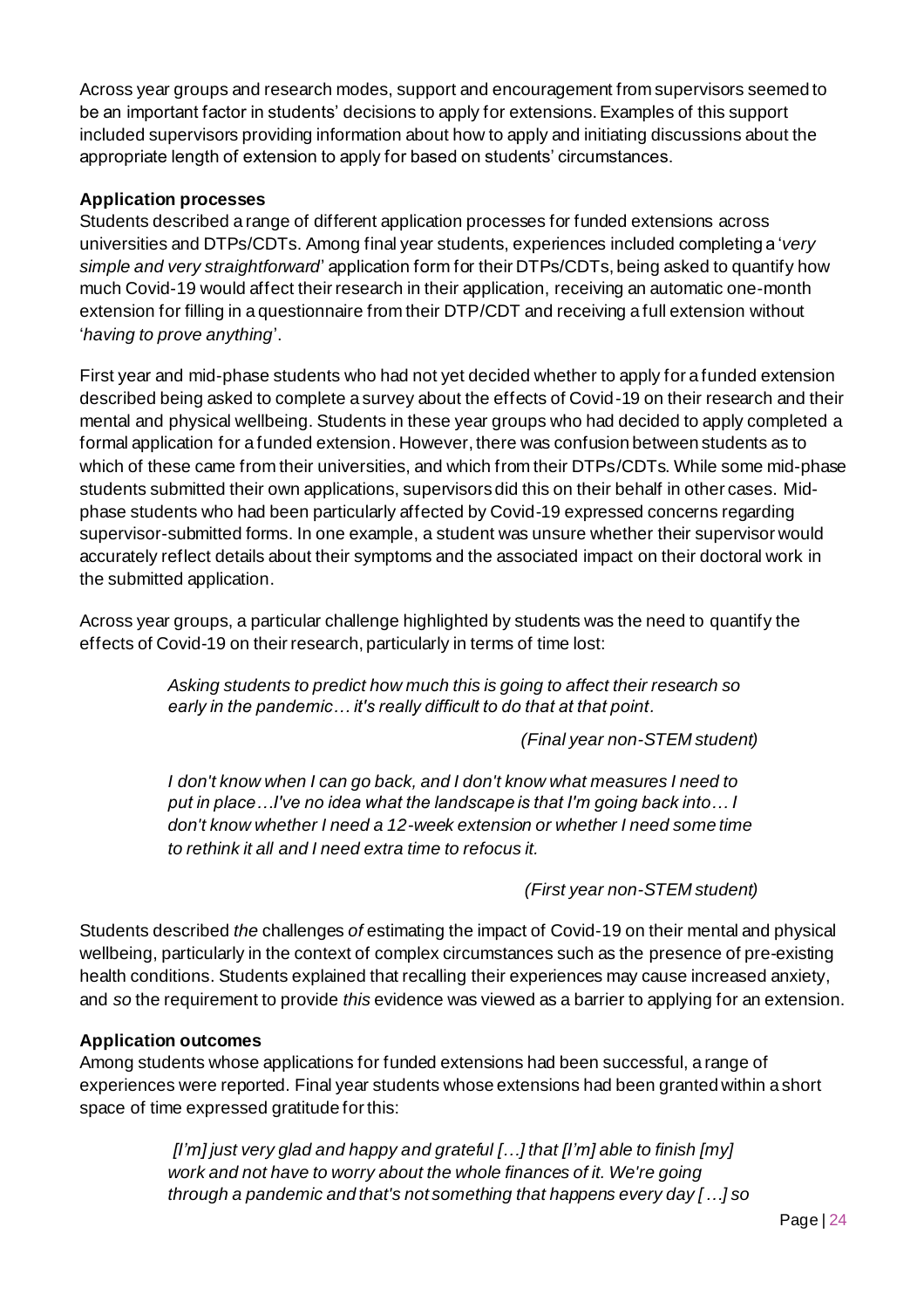Across year groups and research modes, support and encouragement from supervisors seemed to be an important factor in students' decisions to apply for extensions. Examples of this support included supervisors providing information about how to apply and initiating discussions about the appropriate length of extension to apply for based on students' circumstances.

**Application processes**

Students described a range of different application processes for funded extensions across universities and DTPs/CDTs. Among final year students, experiences included completing a '*very simple and very straightforward*' application form for their DTPs/CDTs, being asked to quantify how much Covid-19 would affect their research in their application, receiving an automatic one-month extension for filling in a questionnaire from their DTP/CDT and receiving a full extension without '*having to prove anything*'.

First year and mid-phase students who had not yet decided whether to apply for a funded extension described being asked to complete a survey about the effects of Covid-19 on their research and their mental and physical wellbeing. Students in these year groups who had decided to apply completed a formal application for a funded extension. However, there was confusion between students as to which of these came from their universities, and which from their DTPs/CDTs. While some mid-phase students submitted their own applications, supervisors did this on their behalf in other cases. Mid-phase students who had been particularly affected by Covid-19 expressed concerns regarding supervisor-submitted forms. In one example, a student was unsure whether their supervisor would accurately reflect details about their symptoms and the associated impact on their doctoral work in the submitted application.

Across year groups, a particular challenge highlighted by students was the need to quantify the effects of Covid-19 on their research, particularly in terms of time lost:

> *Asking students to predict how much this is going to affect their research so early in the pandemic… it's really difficult to do that at that point.*
>
> *(Final year non-STEM student)*

> *I don't know when I can go back, and I don't know what measures I need to put in place…I've no idea what the landscape is that I'm going back into… I don't know whether I need a 12-week extension or whether I need some time to rethink it all and I need extra time to refocus it.*
>
> *(First year non-STEM student)*

Students described *the* challenges *of* estimating the impact of Covid-19 on their mental and physical wellbeing, particularly in the context of complex circumstances such as the presence of pre-existing health conditions. Students explained that recalling their experiences may cause increased anxiety, and *so* the requirement to provide *this* evidence was viewed as a barrier to applying for an extension.

**Application outcomes**

Among students whose applications for funded extensions had been successful, a range of experiences were reported. Final year students whose extensions had been granted within a short space of time expressed gratitude for this:

> *[I'm] just very glad and happy and grateful […] that [I'm] able to finish [my] work and not have to worry about the whole finances of it. We're going through a pandemic and that's not something that happens every day […] so*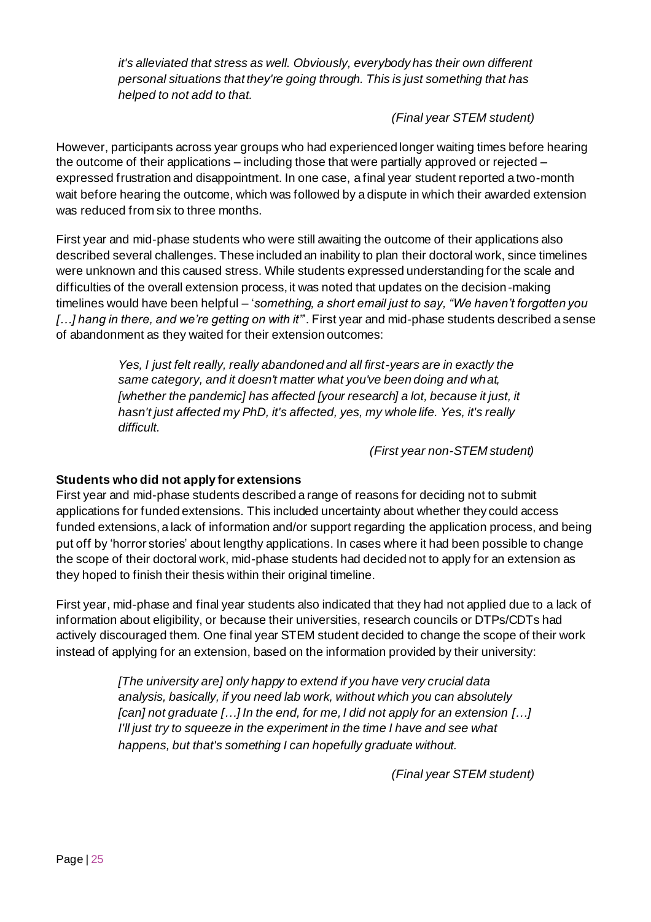> *it's alleviated that stress as well. Obviously, everybody has their own different personal situations that they're going through. This is just something that has helped to not add to that.*
>
> *(Final year STEM student)*

However, participants across year groups who had experienced longer waiting times before hearing the outcome of their applications – including those that were partially approved or rejected – expressed frustration and disappointment. In one case, a final year student reported a two-month wait before hearing the outcome, which was followed by a dispute in which their awarded extension was reduced from six to three months.

First year and mid-phase students who were still awaiting the outcome of their applications also described several challenges. These included an inability to plan their doctoral work, since timelines were unknown and this caused stress. While students expressed understanding for the scale and difficulties of the overall extension process, it was noted that updates on the decision-making timelines would have been helpful – '*something, a short email just to say, "We haven't forgotten you […] hang in there, and we're getting on with it"*'. First year and mid-phase students described a sense of abandonment as they waited for their extension outcomes:

> *Yes, I just felt really, really abandoned and all first-years are in exactly the same category, and it doesn't matter what you've been doing and what, [whether the pandemic] has affected [your research] a lot, because it just, it hasn't just affected my PhD, it's affected, yes, my whole life. Yes, it's really difficult.*
>
> *(First year non-STEM student)*

**Students who did not apply for extensions**

First year and mid-phase students described a range of reasons for deciding not to submit applications for funded extensions. This included uncertainty about whether they could access funded extensions, a lack of information and/or support regarding the application process, and being put off by 'horror stories' about lengthy applications. In cases where it had been possible to change the scope of their doctoral work, mid-phase students had decided not to apply for an extension as they hoped to finish their thesis within their original timeline.

First year, mid-phase and final year students also indicated that they had not applied due to a lack of information about eligibility, or because their universities, research councils or DTPs/CDTs had actively discouraged them. One final year STEM student decided to change the scope of their work instead of applying for an extension, based on the information provided by their university:

> *[The university are] only happy to extend if you have very crucial data analysis, basically, if you need lab work, without which you can absolutely [can] not graduate […] In the end, for me, I did not apply for an extension […] I'll just try to squeeze in the experiment in the time I have and see what happens, but that's something I can hopefully graduate without.*
>
> *(Final year STEM student)*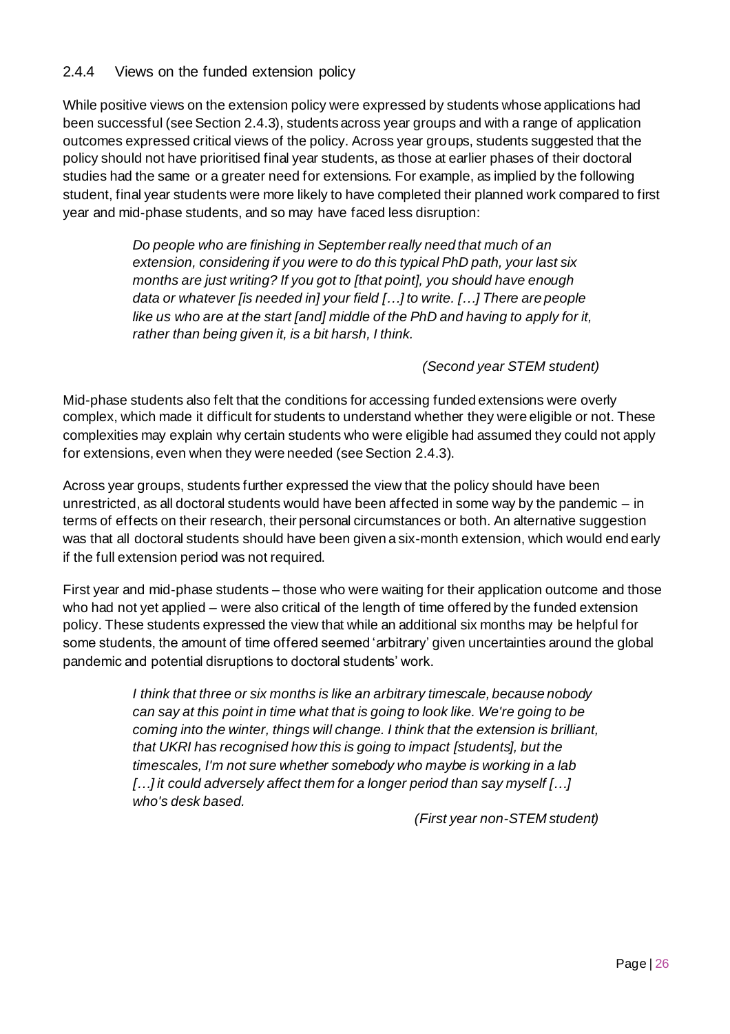### 2.4.4 Views on the funded extension policy

While positive views on the extension policy were expressed by students whose applications had been successful (see Section 2.4.3), students across year groups and with a range of application outcomes expressed critical views of the policy. Across year groups, students suggested that the policy should not have prioritised final year students, as those at earlier phases of their doctoral studies had the same or a greater need for extensions. For example, as implied by the following student, final year students were more likely to have completed their planned work compared to first year and mid-phase students, and so may have faced less disruption:

> *Do people who are finishing in September really need that much of an extension, considering if you were to do this typical PhD path, your last six months are just writing? If you got to [that point], you should have enough data or whatever [is needed in] your field […] to write. […] There are people like us who are at the start [and] middle of the PhD and having to apply for it, rather than being given it, is a bit harsh, I think.*
>
> *(Second year STEM student)*

Mid-phase students also felt that the conditions for accessing funded extensions were overly complex, which made it difficult for students to understand whether they were eligible or not. These complexities may explain why certain students who were eligible had assumed they could not apply for extensions, even when they were needed (see Section 2.4.3).

Across year groups, students further expressed the view that the policy should have been unrestricted, as all doctoral students would have been affected in some way by the pandemic – in terms of effects on their research, their personal circumstances or both. An alternative suggestion was that all doctoral students should have been given a six-month extension, which would end early if the full extension period was not required.

First year and mid-phase students – those who were waiting for their application outcome and those who had not yet applied – were also critical of the length of time offered by the funded extension policy. These students expressed the view that while an additional six months may be helpful for some students, the amount of time offered seemed 'arbitrary' given uncertainties around the global pandemic and potential disruptions to doctoral students' work.

> *I think that three or six months is like an arbitrary timescale, because nobody can say at this point in time what that is going to look like. We're going to be coming into the winter, things will change. I think that the extension is brilliant, that UKRI has recognised how this is going to impact [students], but the timescales, I'm not sure whether somebody who maybe is working in a lab […] it could adversely affect them for a longer period than say myself […] who's desk based.*
>
> *(First year non-STEM student)*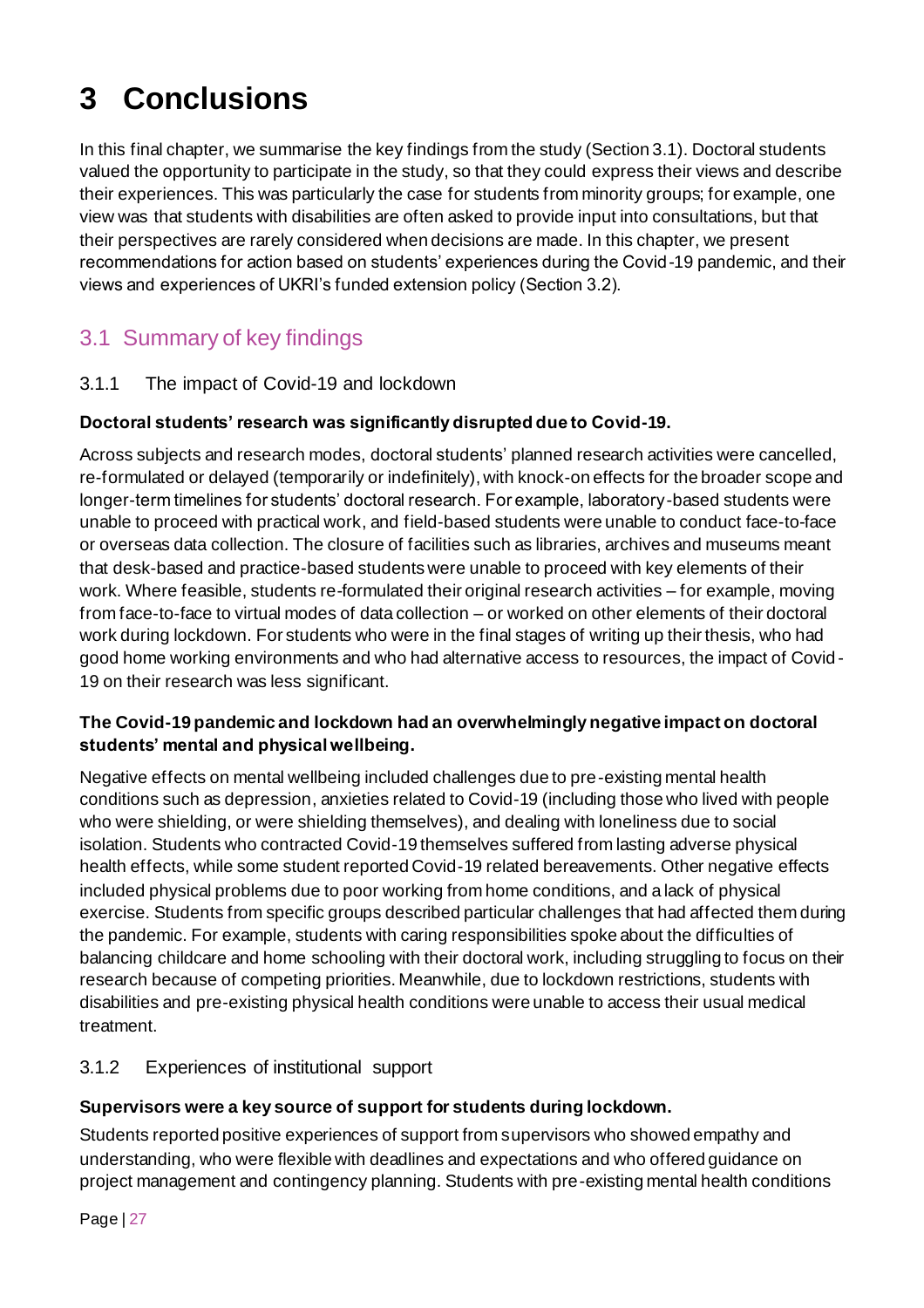# 3 Conclusions

In this final chapter, we summarise the key findings from the study (Section 3.1). Doctoral students valued the opportunity to participate in the study, so that they could express their views and describe their experiences. This was particularly the case for students from minority groups; for example, one view was that students with disabilities are often asked to provide input into consultations, but that their perspectives are rarely considered when decisions are made. In this chapter, we present recommendations for action based on students' experiences during the Covid-19 pandemic, and their views and experiences of UKRI's funded extension policy (Section 3.2).

## 3.1 Summary of key findings

### 3.1.1 The impact of Covid-19 and lockdown

**Doctoral students' research was significantly disrupted due to Covid-19.**

Across subjects and research modes, doctoral students' planned research activities were cancelled, re-formulated or delayed (temporarily or indefinitely), with knock-on effects for the broader scope and longer-term timelines for students' doctoral research. For example, laboratory-based students were unable to proceed with practical work, and field-based students were unable to conduct face-to-face or overseas data collection. The closure of facilities such as libraries, archives and museums meant that desk-based and practice-based students were unable to proceed with key elements of their work. Where feasible, students re-formulated their original research activities – for example, moving from face-to-face to virtual modes of data collection – or worked on other elements of their doctoral work during lockdown. For students who were in the final stages of writing up their thesis, who had good home working environments and who had alternative access to resources, the impact of Covid-19 on their research was less significant.

**The Covid-19 pandemic and lockdown had an overwhelmingly negative impact on doctoral students' mental and physical wellbeing.**

Negative effects on mental wellbeing included challenges due to pre-existing mental health conditions such as depression, anxieties related to Covid-19 (including those who lived with people who were shielding, or were shielding themselves), and dealing with loneliness due to social isolation. Students who contracted Covid-19 themselves suffered from lasting adverse physical health effects, while some student reported Covid-19 related bereavements. Other negative effects included physical problems due to poor working from home conditions, and a lack of physical exercise. Students from specific groups described particular challenges that had affected them during the pandemic. For example, students with caring responsibilities spoke about the difficulties of balancing childcare and home schooling with their doctoral work, including struggling to focus on their research because of competing priorities. Meanwhile, due to lockdown restrictions, students with disabilities and pre-existing physical health conditions were unable to access their usual medical treatment.

### 3.1.2 Experiences of institutional support

**Supervisors were a key source of support for students during lockdown.**

Students reported positive experiences of support from supervisors who showed empathy and understanding, who were flexible with deadlines and expectations and who offered guidance on project management and contingency planning. Students with pre-existing mental health conditions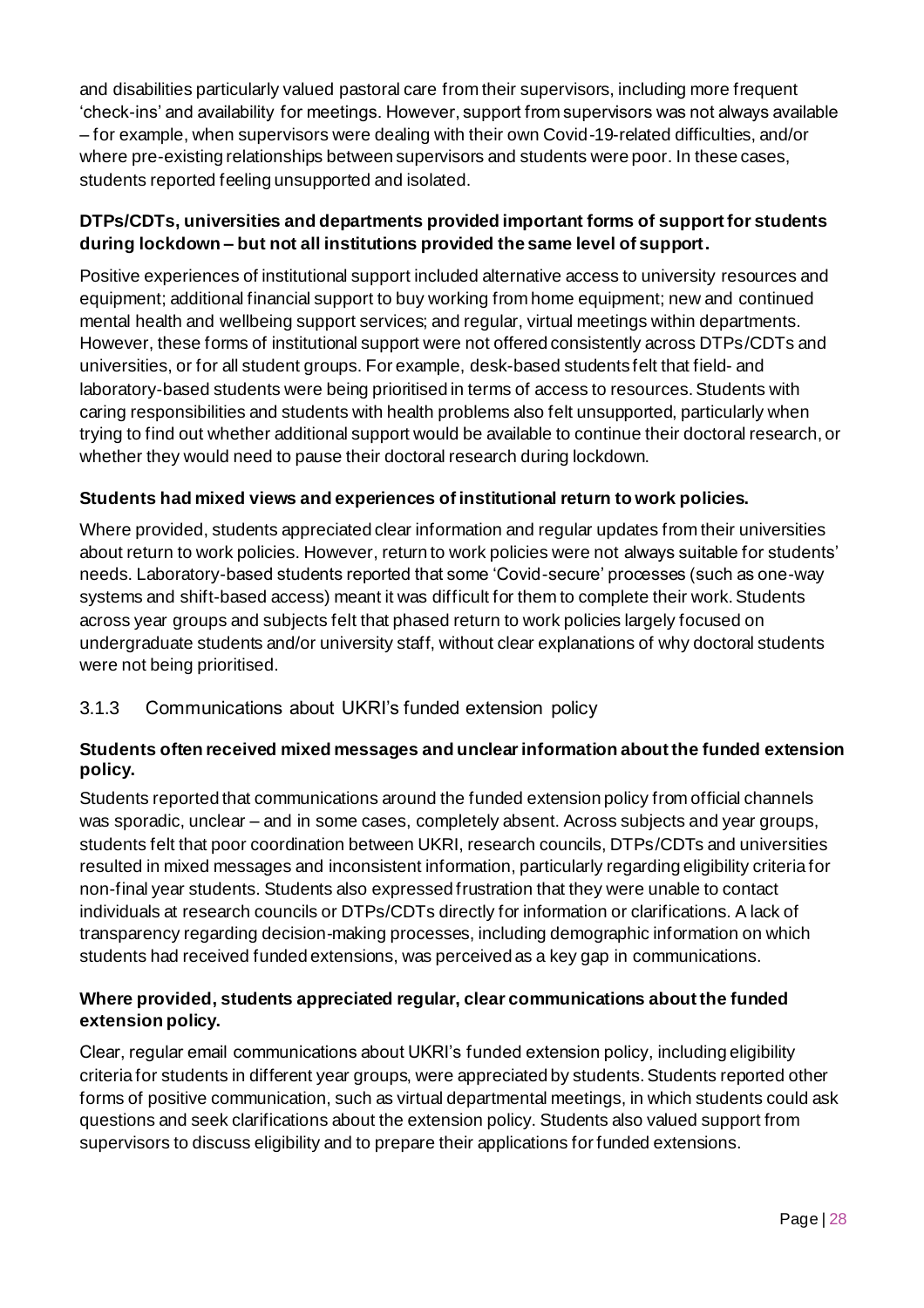and disabilities particularly valued pastoral care from their supervisors, including more frequent 'check-ins' and availability for meetings. However, support from supervisors was not always available – for example, when supervisors were dealing with their own Covid-19-related difficulties, and/or where pre-existing relationships between supervisors and students were poor. In these cases, students reported feeling unsupported and isolated.

**DTPs/CDTs, universities and departments provided important forms of support for students during lockdown – but not all institutions provided the same level of support.**

Positive experiences of institutional support included alternative access to university resources and equipment; additional financial support to buy working from home equipment; new and continued mental health and wellbeing support services; and regular, virtual meetings within departments. However, these forms of institutional support were not offered consistently across DTPs/CDTs and universities, or for all student groups. For example, desk-based students felt that field- and laboratory-based students were being prioritised in terms of access to resources. Students with caring responsibilities and students with health problems also felt unsupported, particularly when trying to find out whether additional support would be available to continue their doctoral research, or whether they would need to pause their doctoral research during lockdown.

**Students had mixed views and experiences of institutional return to work policies.**

Where provided, students appreciated clear information and regular updates from their universities about return to work policies. However, return to work policies were not always suitable for students' needs. Laboratory-based students reported that some 'Covid-secure' processes (such as one-way systems and shift-based access) meant it was difficult for them to complete their work. Students across year groups and subjects felt that phased return to work policies largely focused on undergraduate students and/or university staff, without clear explanations of why doctoral students were not being prioritised.

### 3.1.3 Communications about UKRI's funded extension policy

**Students often received mixed messages and unclear information about the funded extension policy.**

Students reported that communications around the funded extension policy from official channels was sporadic, unclear – and in some cases, completely absent. Across subjects and year groups, students felt that poor coordination between UKRI, research councils, DTPs/CDTs and universities resulted in mixed messages and inconsistent information, particularly regarding eligibility criteria for non-final year students. Students also expressed frustration that they were unable to contact individuals at research councils or DTPs/CDTs directly for information or clarifications. A lack of transparency regarding decision-making processes, including demographic information on which students had received funded extensions, was perceived as a key gap in communications.

**Where provided, students appreciated regular, clear communications about the funded extension policy.**

Clear, regular email communications about UKRI's funded extension policy, including eligibility criteria for students in different year groups, were appreciated by students. Students reported other forms of positive communication, such as virtual departmental meetings, in which students could ask questions and seek clarifications about the extension policy. Students also valued support from supervisors to discuss eligibility and to prepare their applications for funded extensions.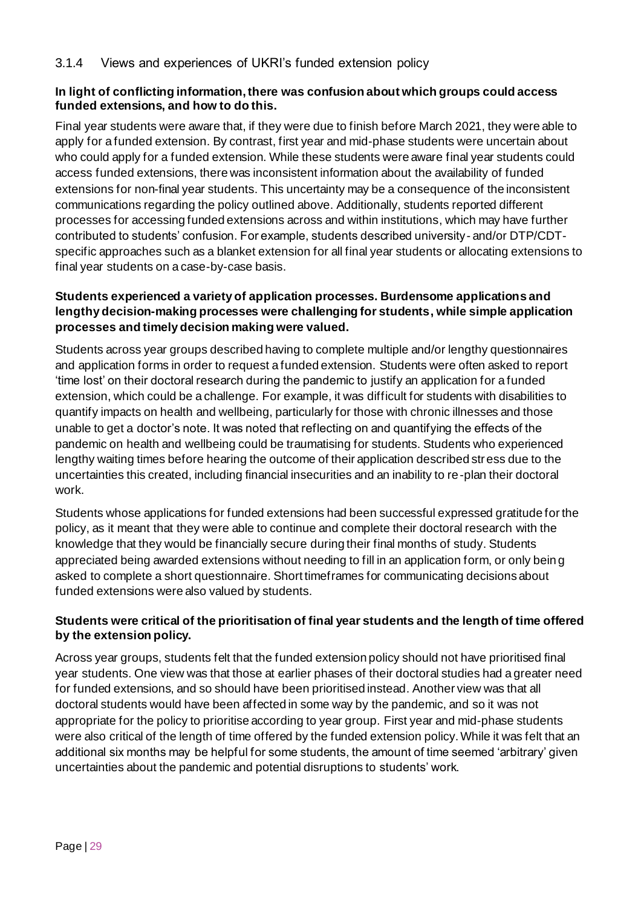### 3.1.4 Views and experiences of UKRI's funded extension policy

**In light of conflicting information, there was confusion about which groups could access funded extensions, and how to do this.**

Final year students were aware that, if they were due to finish before March 2021, they were able to apply for a funded extension. By contrast, first year and mid-phase students were uncertain about who could apply for a funded extension. While these students were aware final year students could access funded extensions, there was inconsistent information about the availability of funded extensions for non-final year students. This uncertainty may be a consequence of the inconsistent communications regarding the policy outlined above. Additionally, students reported different processes for accessing funded extensions across and within institutions, which may have further contributed to students' confusion. For example, students described university- and/or DTP/CDT-specific approaches such as a blanket extension for all final year students or allocating extensions to final year students on a case-by-case basis.

**Students experienced a variety of application processes. Burdensome applications and lengthy decision-making processes were challenging for students, while simple application processes and timely decision making were valued.**

Students across year groups described having to complete multiple and/or lengthy questionnaires and application forms in order to request a funded extension. Students were often asked to report 'time lost' on their doctoral research during the pandemic to justify an application for a funded extension, which could be a challenge. For example, it was difficult for students with disabilities to quantify impacts on health and wellbeing, particularly for those with chronic illnesses and those unable to get a doctor's note. It was noted that reflecting on and quantifying the effects of the pandemic on health and wellbeing could be traumatising for students. Students who experienced lengthy waiting times before hearing the outcome of their application described stress due to the uncertainties this created, including financial insecurities and an inability to re-plan their doctoral work.

Students whose applications for funded extensions had been successful expressed gratitude for the policy, as it meant that they were able to continue and complete their doctoral research with the knowledge that they would be financially secure during their final months of study. Students appreciated being awarded extensions without needing to fill in an application form, or only being asked to complete a short questionnaire. Short timeframes for communicating decisions about funded extensions were also valued by students.

**Students were critical of the prioritisation of final year students and the length of time offered by the extension policy.**

Across year groups, students felt that the funded extension policy should not have prioritised final year students. One view was that those at earlier phases of their doctoral studies had a greater need for funded extensions, and so should have been prioritised instead. Another view was that all doctoral students would have been affected in some way by the pandemic, and so it was not appropriate for the policy to prioritise according to year group. First year and mid-phase students were also critical of the length of time offered by the funded extension policy. While it was felt that an additional six months may be helpful for some students, the amount of time seemed 'arbitrary' given uncertainties about the pandemic and potential disruptions to students' work.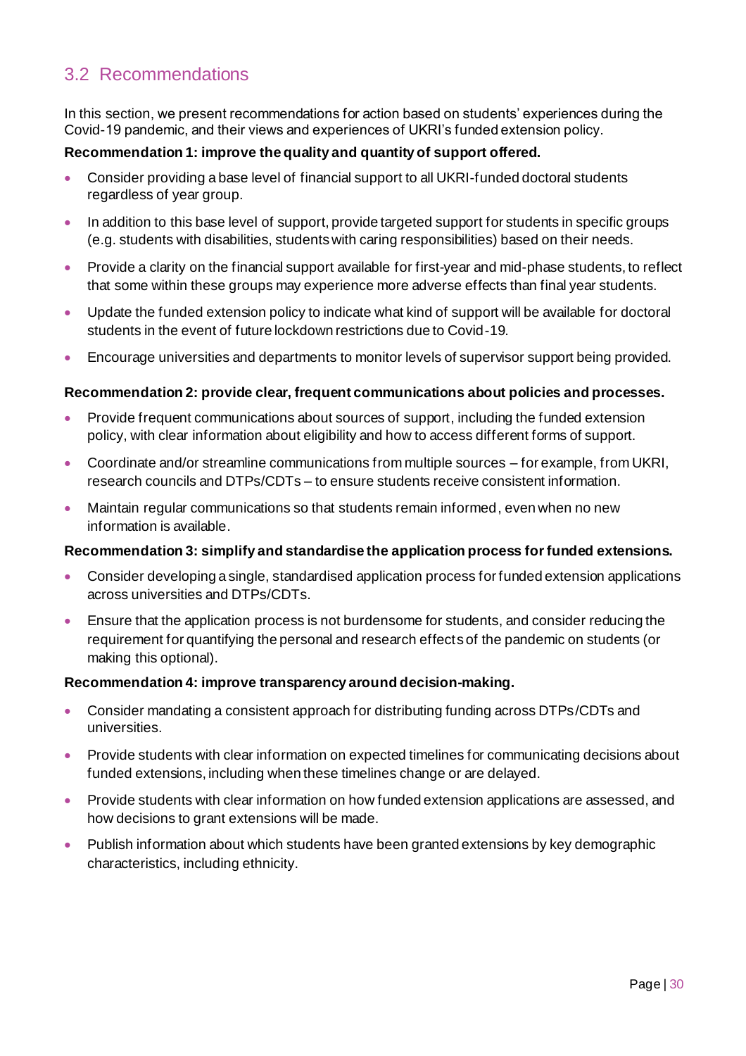## 3.2 Recommendations

In this section, we present recommendations for action based on students' experiences during the Covid-19 pandemic, and their views and experiences of UKRI's funded extension policy.

**Recommendation 1: improve the quality and quantity of support offered.**

- Consider providing a base level of financial support to all UKRI-funded doctoral students regardless of year group.
- In addition to this base level of support, provide targeted support for students in specific groups (e.g. students with disabilities, students with caring responsibilities) based on their needs.
- Provide a clarity on the financial support available for first-year and mid-phase students, to reflect that some within these groups may experience more adverse effects than final year students.
- Update the funded extension policy to indicate what kind of support will be available for doctoral students in the event of future lockdown restrictions due to Covid-19.
- Encourage universities and departments to monitor levels of supervisor support being provided.

**Recommendation 2: provide clear, frequent communications about policies and processes.**

- Provide frequent communications about sources of support, including the funded extension policy, with clear information about eligibility and how to access different forms of support.
- Coordinate and/or streamline communications from multiple sources – for example, from UKRI, research councils and DTPs/CDTs – to ensure students receive consistent information.
- Maintain regular communications so that students remain informed, even when no new information is available.

**Recommendation 3: simplify and standardise the application process for funded extensions.**

- Consider developing a single, standardised application process for funded extension applications across universities and DTPs/CDTs.
- Ensure that the application process is not burdensome for students, and consider reducing the requirement for quantifying the personal and research effects of the pandemic on students (or making this optional).

**Recommendation 4: improve transparency around decision-making.**

- Consider mandating a consistent approach for distributing funding across DTPs/CDTs and universities.
- Provide students with clear information on expected timelines for communicating decisions about funded extensions, including when these timelines change or are delayed.
- Provide students with clear information on how funded extension applications are assessed, and how decisions to grant extensions will be made.
- Publish information about which students have been granted extensions by key demographic characteristics, including ethnicity.